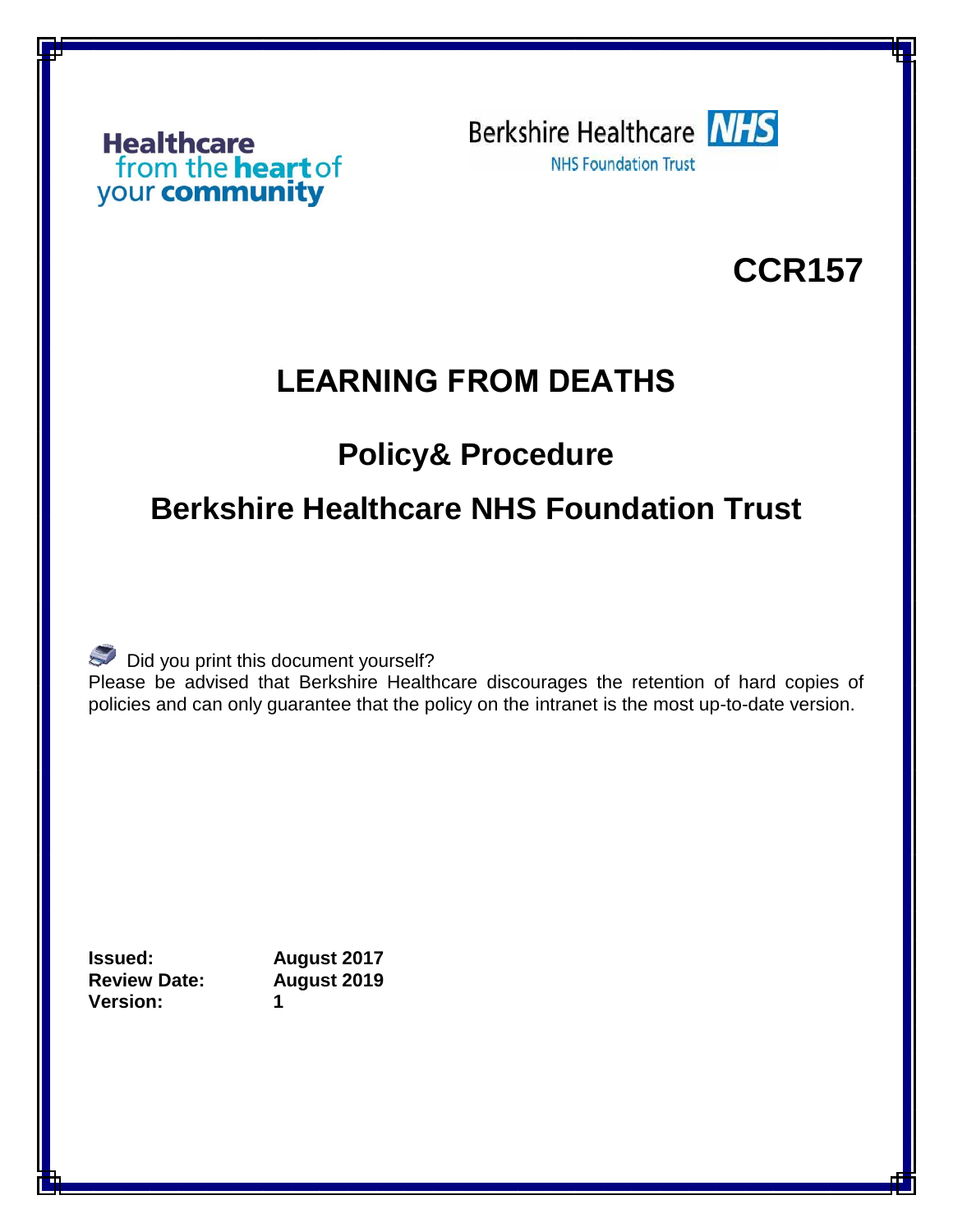Healthcare from the heart of your community

Berkshire Healthcare NHS

NHS Foundation Trust

**CCR157**

# LEARNING FROM DEATHS

## Policy& Procedure

## Berkshire Healthcare NHS Foundation Trust

Did you print this document yourself?

Please be advised that Berkshire Healthcare discourages the retention of hard copies of policies and can only guarantee that the policy on the intranet is the most up-to-date version.

**Issued:** **August 2017**
**Review Date:** **August 2019**
**Version:** **1**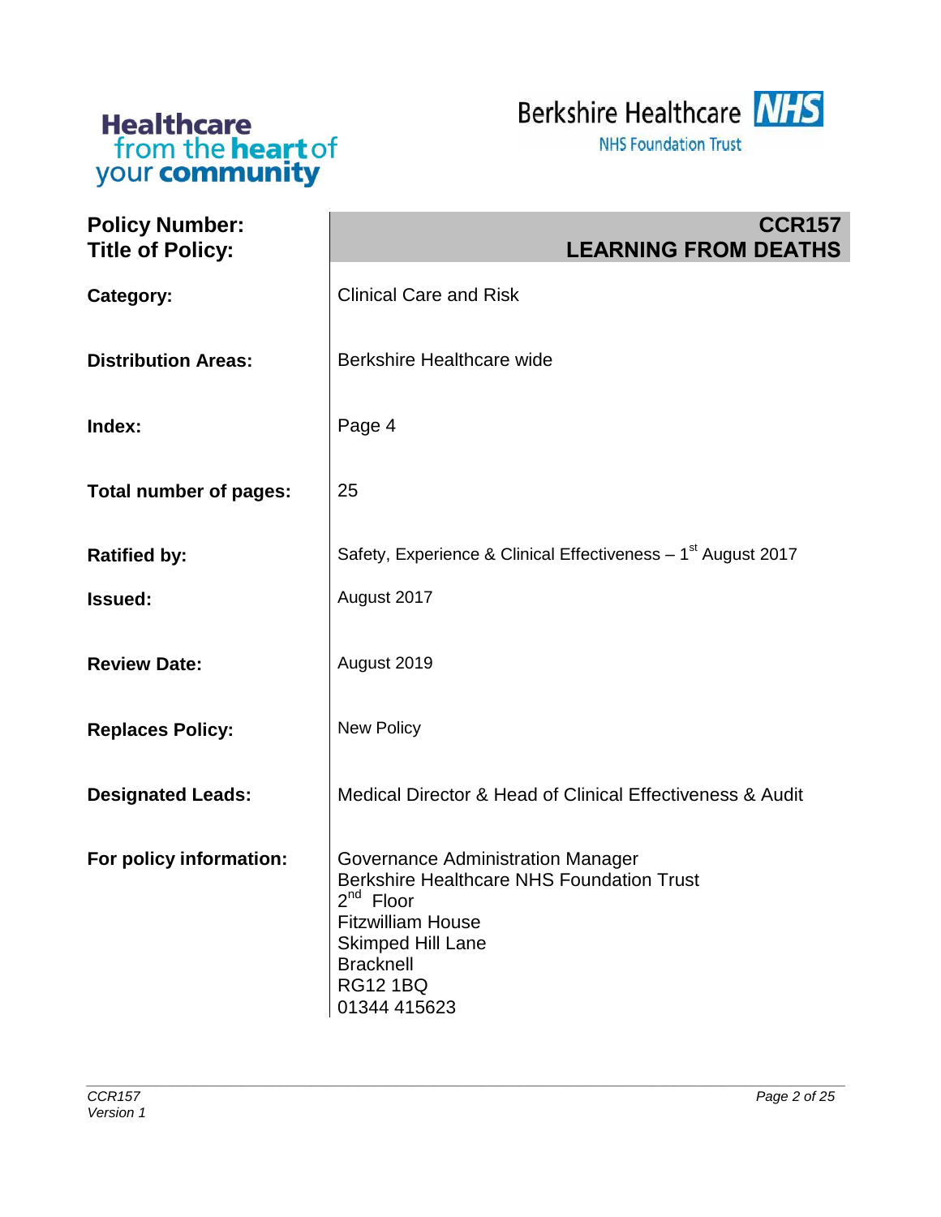Healthcare from the **heart** of your **community**

Berkshire Healthcare NHS
NHS Foundation Trust

| | |
|---|---|
| **Policy Number:** | **CCR157** |
| **Title of Policy:** | **LEARNING FROM DEATHS** |
| **Category:** | Clinical Care and Risk |
| **Distribution Areas:** | Berkshire Healthcare wide |
| **Index:** | Page 4 |
| **Total number of pages:** | 25 |
| **Ratified by:** | Safety, Experience & Clinical Effectiveness – 1st August 2017 |
| **Issued:** | August 2017 |
| **Review Date:** | August 2019 |
| **Replaces Policy:** | New Policy |
| **Designated Leads:** | Medical Director & Head of Clinical Effectiveness & Audit |
| **For policy information:** | Governance Administration Manager<br>Berkshire Healthcare NHS Foundation Trust<br>2nd Floor<br>Fitzwilliam House<br>Skimped Hill Lane<br>Bracknell<br>RG12 1BQ<br>01344 415623 |

*CCR157*
*Version 1*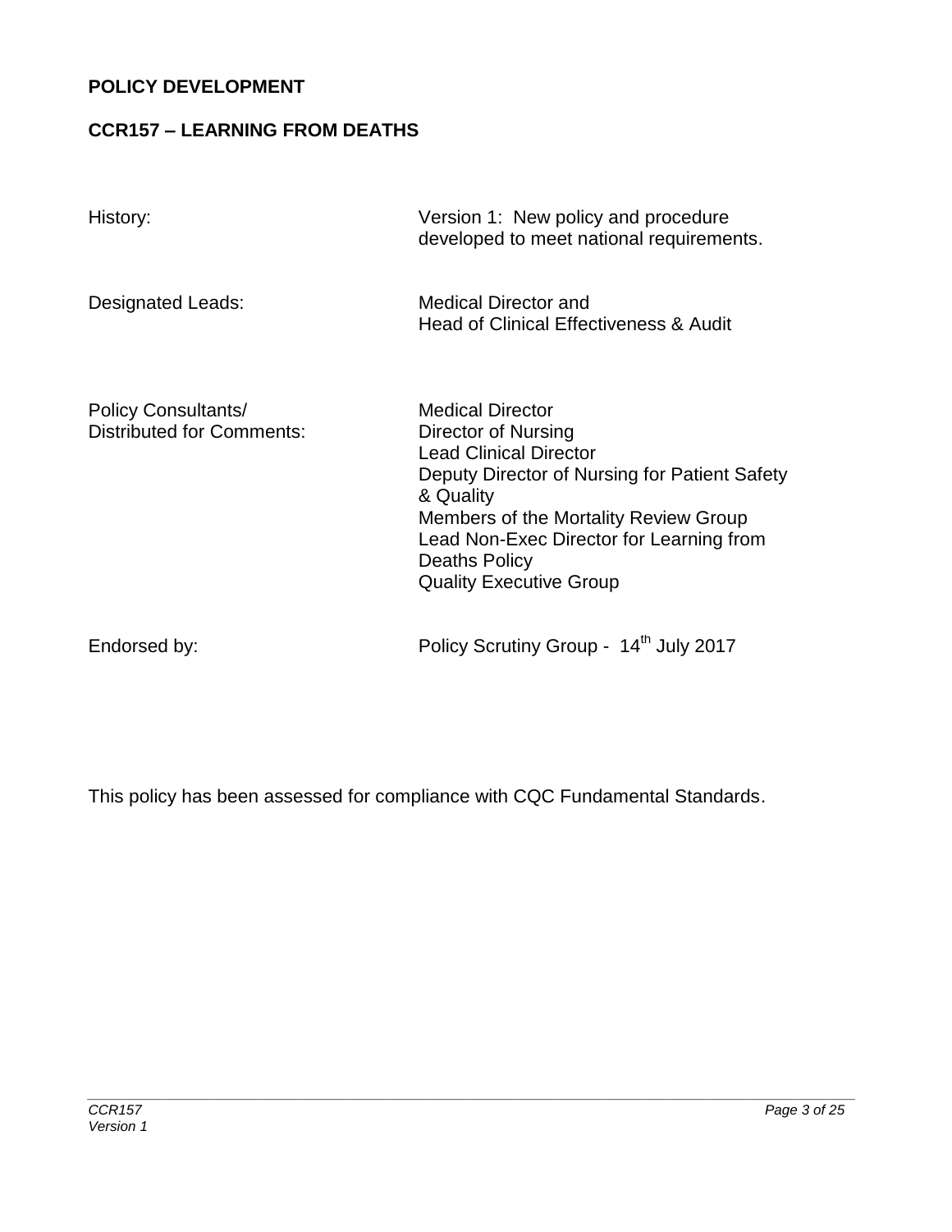**POLICY DEVELOPMENT**

**CCR157 – LEARNING FROM DEATHS**

| | |
|---|---|
| History: | Version 1: New policy and procedure developed to meet national requirements. |
| Designated Leads: | Medical Director and<br>Head of Clinical Effectiveness & Audit |
| Policy Consultants/<br>Distributed for Comments: | Medical Director<br>Director of Nursing<br>Lead Clinical Director<br>Deputy Director of Nursing for Patient Safety & Quality<br>Members of the Mortality Review Group<br>Lead Non-Exec Director for Learning from Deaths Policy<br>Quality Executive Group |
| Endorsed by: | Policy Scrutiny Group - 14th July 2017 |

This policy has been assessed for compliance with CQC Fundamental Standards.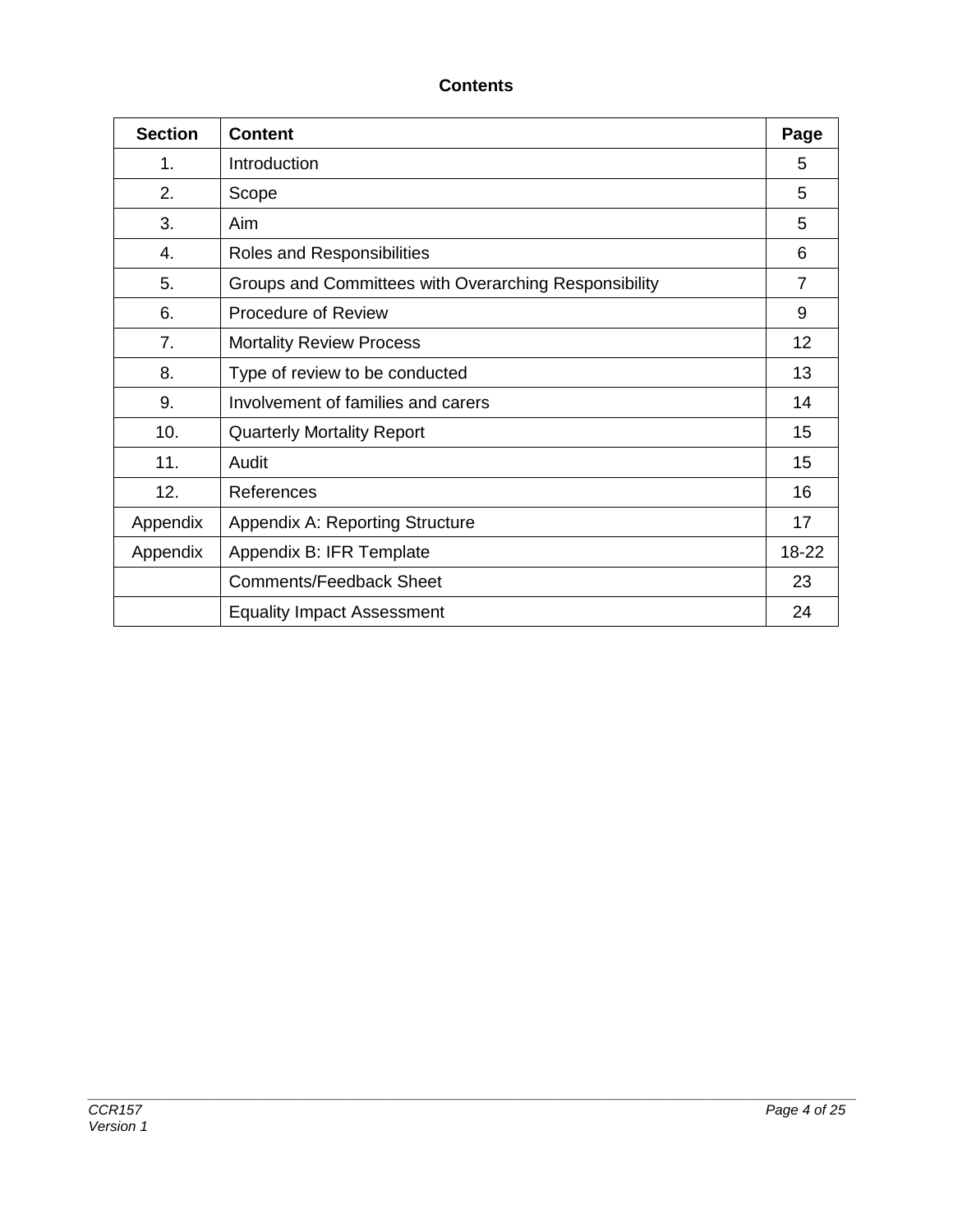**Contents**

| Section | Content | Page |
|---|---|---|
| 1. | Introduction | 5 |
| 2. | Scope | 5 |
| 3. | Aim | 5 |
| 4. | Roles and Responsibilities | 6 |
| 5. | Groups and Committees with Overarching Responsibility | 7 |
| 6. | Procedure of Review | 9 |
| 7. | Mortality Review Process | 12 |
| 8. | Type of review to be conducted | 13 |
| 9. | Involvement of families and carers | 14 |
| 10. | Quarterly Mortality Report | 15 |
| 11. | Audit | 15 |
| 12. | References | 16 |
| Appendix | Appendix A: Reporting Structure | 17 |
| Appendix | Appendix B: IFR Template | 18-22 |
| | Comments/Feedback Sheet | 23 |
| | Equality Impact Assessment | 24 |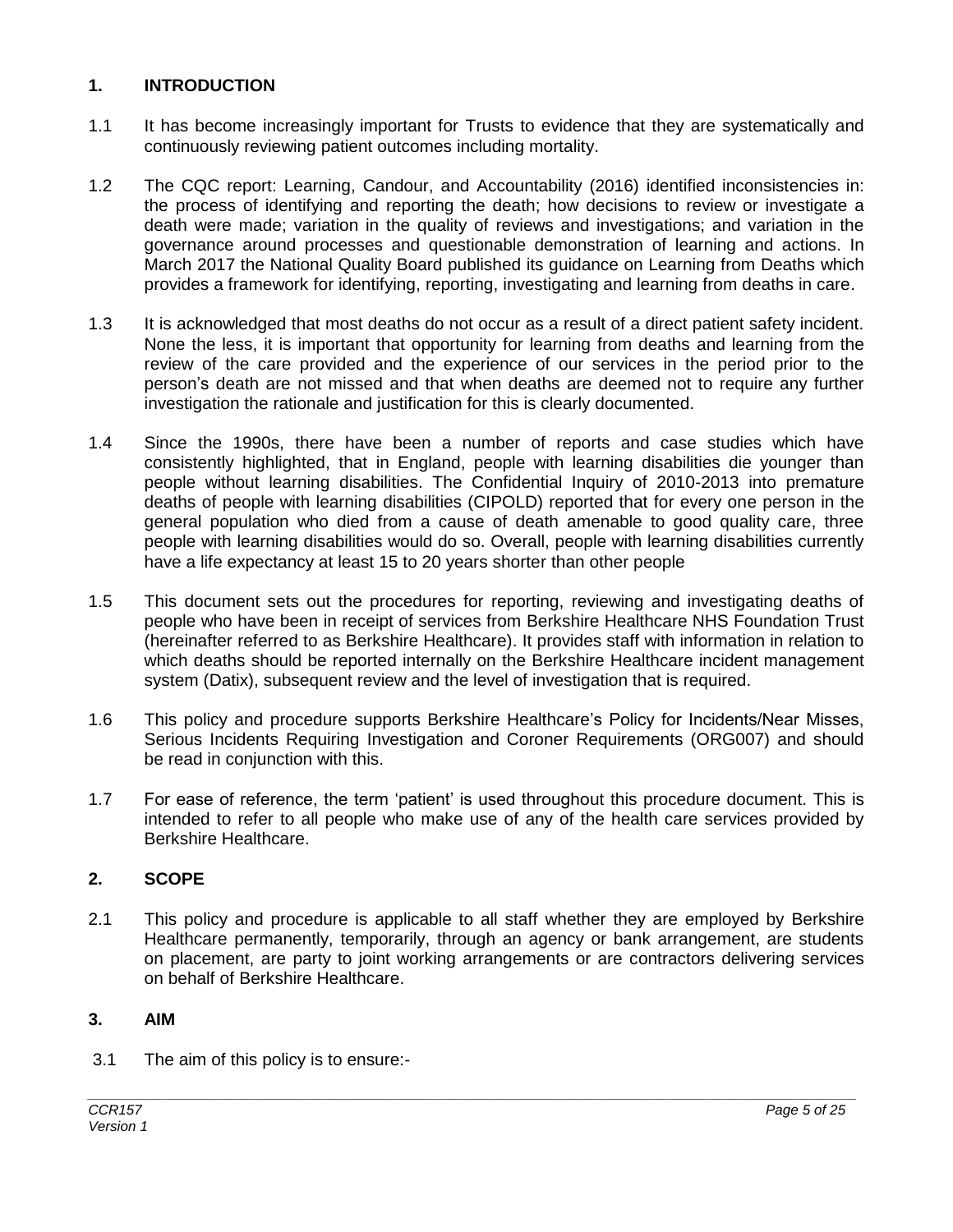## 1. INTRODUCTION

1.1 It has become increasingly important for Trusts to evidence that they are systematically and continuously reviewing patient outcomes including mortality.

1.2 The CQC report: Learning, Candour, and Accountability (2016) identified inconsistencies in: the process of identifying and reporting the death; how decisions to review or investigate a death were made; variation in the quality of reviews and investigations; and variation in the governance around processes and questionable demonstration of learning and actions. In March 2017 the National Quality Board published its guidance on Learning from Deaths which provides a framework for identifying, reporting, investigating and learning from deaths in care.

1.3 It is acknowledged that most deaths do not occur as a result of a direct patient safety incident. None the less, it is important that opportunity for learning from deaths and learning from the review of the care provided and the experience of our services in the period prior to the person's death are not missed and that when deaths are deemed not to require any further investigation the rationale and justification for this is clearly documented.

1.4 Since the 1990s, there have been a number of reports and case studies which have consistently highlighted, that in England, people with learning disabilities die younger than people without learning disabilities. The Confidential Inquiry of 2010-2013 into premature deaths of people with learning disabilities (CIPOLD) reported that for every one person in the general population who died from a cause of death amenable to good quality care, three people with learning disabilities would do so. Overall, people with learning disabilities currently have a life expectancy at least 15 to 20 years shorter than other people

1.5 This document sets out the procedures for reporting, reviewing and investigating deaths of people who have been in receipt of services from Berkshire Healthcare NHS Foundation Trust (hereinafter referred to as Berkshire Healthcare). It provides staff with information in relation to which deaths should be reported internally on the Berkshire Healthcare incident management system (Datix), subsequent review and the level of investigation that is required.

1.6 This policy and procedure supports Berkshire Healthcare's Policy for Incidents/Near Misses, Serious Incidents Requiring Investigation and Coroner Requirements (ORG007) and should be read in conjunction with this.

1.7 For ease of reference, the term 'patient' is used throughout this procedure document. This is intended to refer to all people who make use of any of the health care services provided by Berkshire Healthcare.

## 2. SCOPE

2.1 This policy and procedure is applicable to all staff whether they are employed by Berkshire Healthcare permanently, temporarily, through an agency or bank arrangement, are students on placement, are party to joint working arrangements or are contractors delivering services on behalf of Berkshire Healthcare.

## 3. AIM

3.1 The aim of this policy is to ensure:-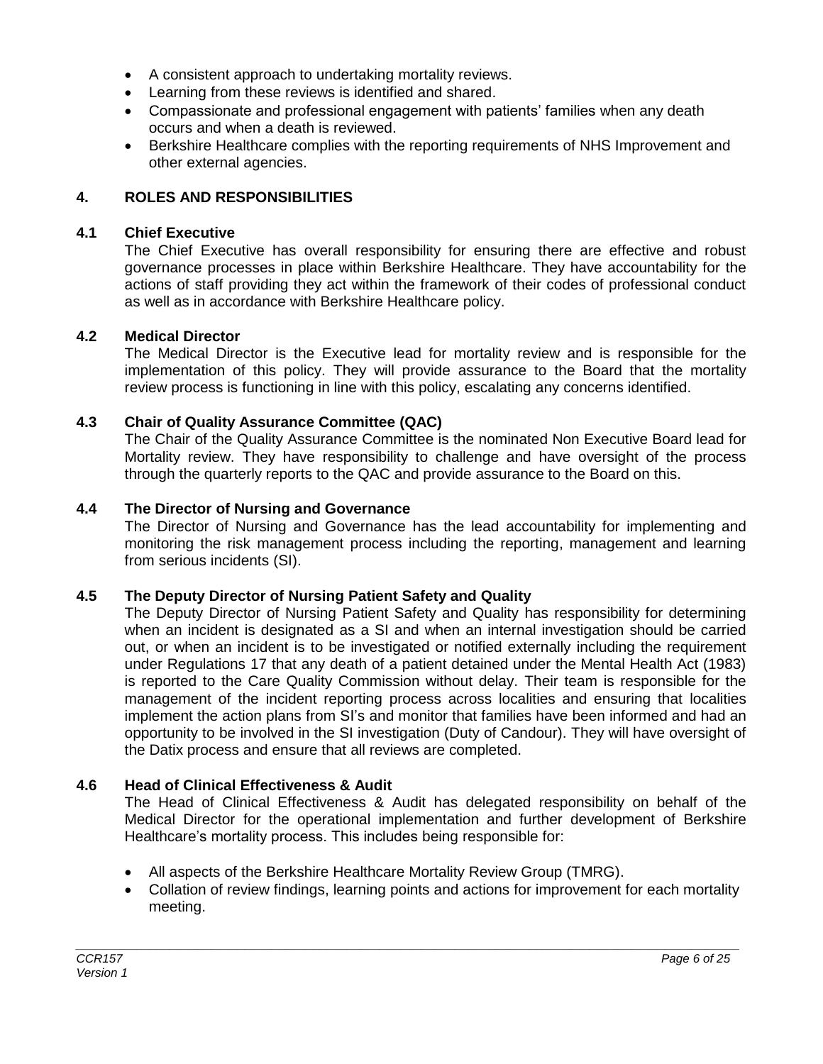- A consistent approach to undertaking mortality reviews.
- Learning from these reviews is identified and shared.
- Compassionate and professional engagement with patients' families when any death occurs and when a death is reviewed.
- Berkshire Healthcare complies with the reporting requirements of NHS Improvement and other external agencies.

## 4. ROLES AND RESPONSIBILITIES

### 4.1 Chief Executive

The Chief Executive has overall responsibility for ensuring there are effective and robust governance processes in place within Berkshire Healthcare. They have accountability for the actions of staff providing they act within the framework of their codes of professional conduct as well as in accordance with Berkshire Healthcare policy.

### 4.2 Medical Director

The Medical Director is the Executive lead for mortality review and is responsible for the implementation of this policy. They will provide assurance to the Board that the mortality review process is functioning in line with this policy, escalating any concerns identified.

### 4.3 Chair of Quality Assurance Committee (QAC)

The Chair of the Quality Assurance Committee is the nominated Non Executive Board lead for Mortality review. They have responsibility to challenge and have oversight of the process through the quarterly reports to the QAC and provide assurance to the Board on this.

### 4.4 The Director of Nursing and Governance

The Director of Nursing and Governance has the lead accountability for implementing and monitoring the risk management process including the reporting, management and learning from serious incidents (SI).

### 4.5 The Deputy Director of Nursing Patient Safety and Quality

The Deputy Director of Nursing Patient Safety and Quality has responsibility for determining when an incident is designated as a SI and when an internal investigation should be carried out, or when an incident is to be investigated or notified externally including the requirement under Regulations 17 that any death of a patient detained under the Mental Health Act (1983) is reported to the Care Quality Commission without delay. Their team is responsible for the management of the incident reporting process across localities and ensuring that localities implement the action plans from SI's and monitor that families have been informed and had an opportunity to be involved in the SI investigation (Duty of Candour). They will have oversight of the Datix process and ensure that all reviews are completed.

### 4.6 Head of Clinical Effectiveness & Audit

The Head of Clinical Effectiveness & Audit has delegated responsibility on behalf of the Medical Director for the operational implementation and further development of Berkshire Healthcare's mortality process. This includes being responsible for:

- All aspects of the Berkshire Healthcare Mortality Review Group (TMRG).
- Collation of review findings, learning points and actions for improvement for each mortality meeting.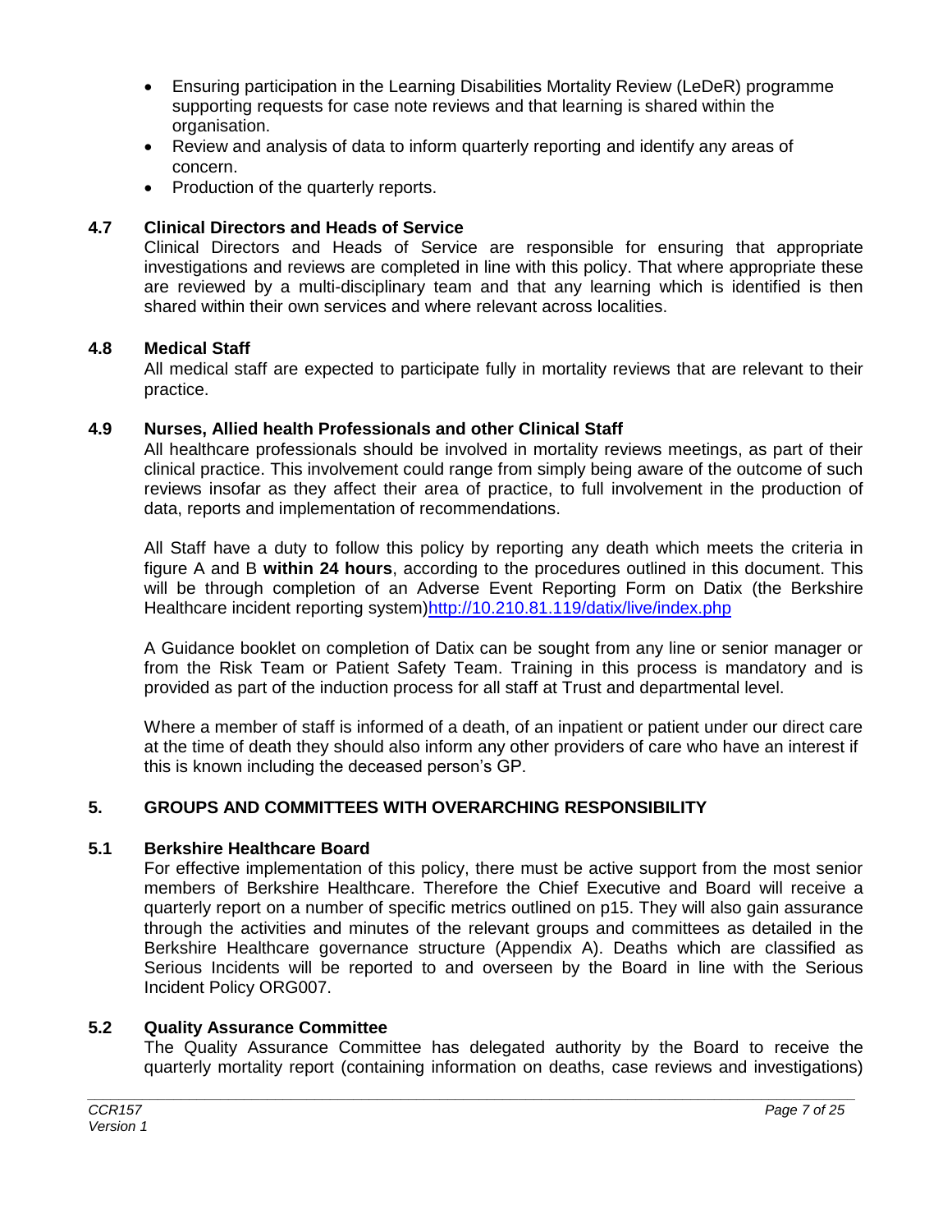- Ensuring participation in the Learning Disabilities Mortality Review (LeDeR) programme supporting requests for case note reviews and that learning is shared within the organisation.
- Review and analysis of data to inform quarterly reporting and identify any areas of concern.
- Production of the quarterly reports.

### 4.7 Clinical Directors and Heads of Service

Clinical Directors and Heads of Service are responsible for ensuring that appropriate investigations and reviews are completed in line with this policy. That where appropriate these are reviewed by a multi-disciplinary team and that any learning which is identified is then shared within their own services and where relevant across localities.

### 4.8 Medical Staff

All medical staff are expected to participate fully in mortality reviews that are relevant to their practice.

### 4.9 Nurses, Allied health Professionals and other Clinical Staff

All healthcare professionals should be involved in mortality reviews meetings, as part of their clinical practice. This involvement could range from simply being aware of the outcome of such reviews insofar as they affect their area of practice, to full involvement in the production of data, reports and implementation of recommendations.

All Staff have a duty to follow this policy by reporting any death which meets the criteria in figure A and B **within 24 hours**, according to the procedures outlined in this document. This will be through completion of an Adverse Event Reporting Form on Datix (the Berkshire Healthcare incident reporting system)[http://10.210.81.119/datix/live/index.php](http://10.210.81.119/datix/live/index.php)

A Guidance booklet on completion of Datix can be sought from any line or senior manager or from the Risk Team or Patient Safety Team. Training in this process is mandatory and is provided as part of the induction process for all staff at Trust and departmental level.

Where a member of staff is informed of a death, of an inpatient or patient under our direct care at the time of death they should also inform any other providers of care who have an interest if this is known including the deceased person's GP.

## 5. GROUPS AND COMMITTEES WITH OVERARCHING RESPONSIBILITY

### 5.1 Berkshire Healthcare Board

For effective implementation of this policy, there must be active support from the most senior members of Berkshire Healthcare. Therefore the Chief Executive and Board will receive a quarterly report on a number of specific metrics outlined on p15. They will also gain assurance through the activities and minutes of the relevant groups and committees as detailed in the Berkshire Healthcare governance structure (Appendix A). Deaths which are classified as Serious Incidents will be reported to and overseen by the Board in line with the Serious Incident Policy ORG007.

### 5.2 Quality Assurance Committee

The Quality Assurance Committee has delegated authority by the Board to receive the quarterly mortality report (containing information on deaths, case reviews and investigations)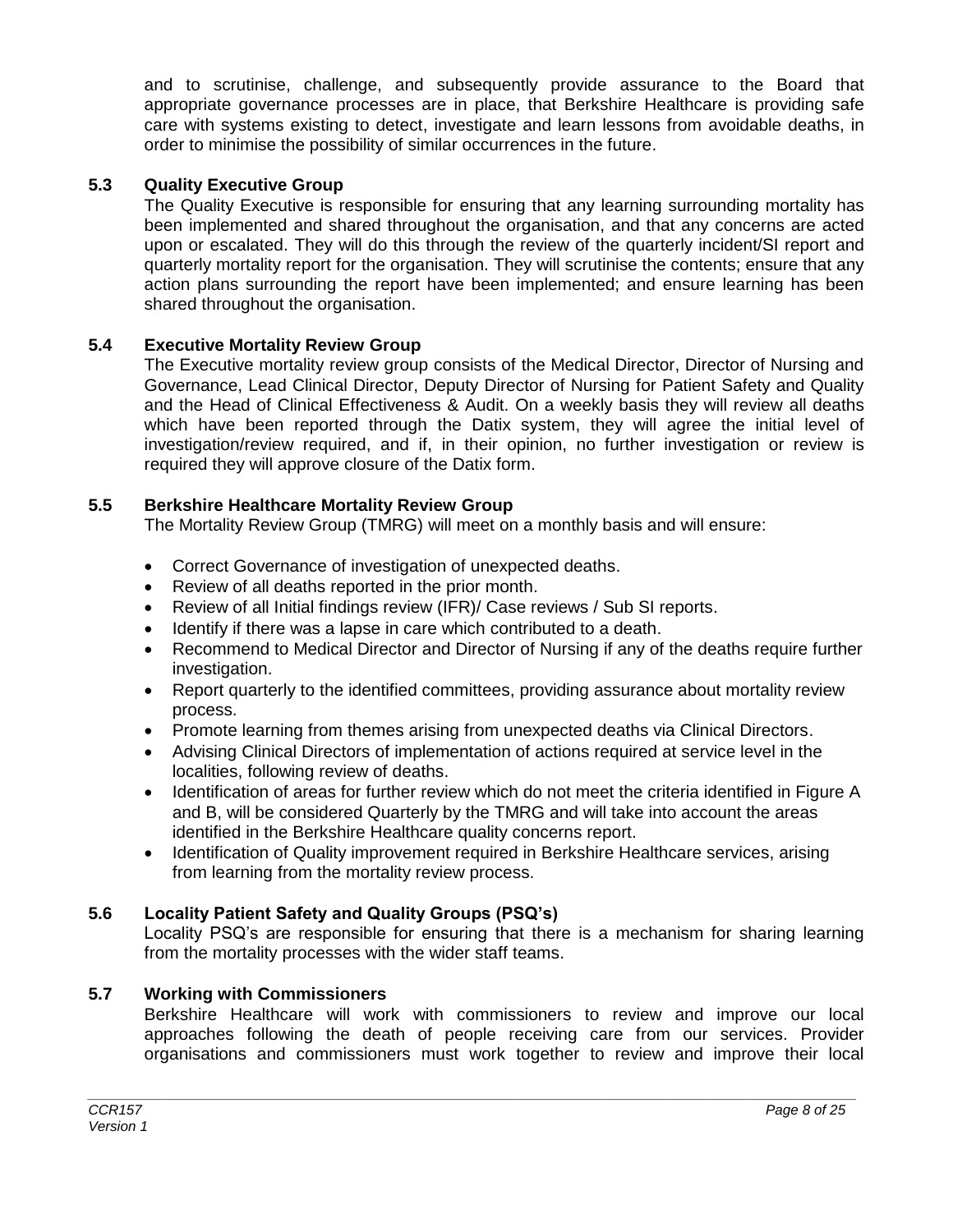and to scrutinise, challenge, and subsequently provide assurance to the Board that appropriate governance processes are in place, that Berkshire Healthcare is providing safe care with systems existing to detect, investigate and learn lessons from avoidable deaths, in order to minimise the possibility of similar occurrences in the future.

### 5.3 Quality Executive Group

The Quality Executive is responsible for ensuring that any learning surrounding mortality has been implemented and shared throughout the organisation, and that any concerns are acted upon or escalated. They will do this through the review of the quarterly incident/SI report and quarterly mortality report for the organisation. They will scrutinise the contents; ensure that any action plans surrounding the report have been implemented; and ensure learning has been shared throughout the organisation.

### 5.4 Executive Mortality Review Group

The Executive mortality review group consists of the Medical Director, Director of Nursing and Governance, Lead Clinical Director, Deputy Director of Nursing for Patient Safety and Quality and the Head of Clinical Effectiveness & Audit. On a weekly basis they will review all deaths which have been reported through the Datix system, they will agree the initial level of investigation/review required, and if, in their opinion, no further investigation or review is required they will approve closure of the Datix form.

### 5.5 Berkshire Healthcare Mortality Review Group

The Mortality Review Group (TMRG) will meet on a monthly basis and will ensure:

- Correct Governance of investigation of unexpected deaths.
- Review of all deaths reported in the prior month.
- Review of all Initial findings review (IFR)/ Case reviews / Sub SI reports.
- Identify if there was a lapse in care which contributed to a death.
- Recommend to Medical Director and Director of Nursing if any of the deaths require further investigation.
- Report quarterly to the identified committees, providing assurance about mortality review process.
- Promote learning from themes arising from unexpected deaths via Clinical Directors.
- Advising Clinical Directors of implementation of actions required at service level in the localities, following review of deaths.
- Identification of areas for further review which do not meet the criteria identified in Figure A and B, will be considered Quarterly by the TMRG and will take into account the areas identified in the Berkshire Healthcare quality concerns report.
- Identification of Quality improvement required in Berkshire Healthcare services, arising from learning from the mortality review process.

### 5.6 Locality Patient Safety and Quality Groups (PSQ's)

Locality PSQ's are responsible for ensuring that there is a mechanism for sharing learning from the mortality processes with the wider staff teams.

### 5.7 Working with Commissioners

Berkshire Healthcare will work with commissioners to review and improve our local approaches following the death of people receiving care from our services. Provider organisations and commissioners must work together to review and improve their local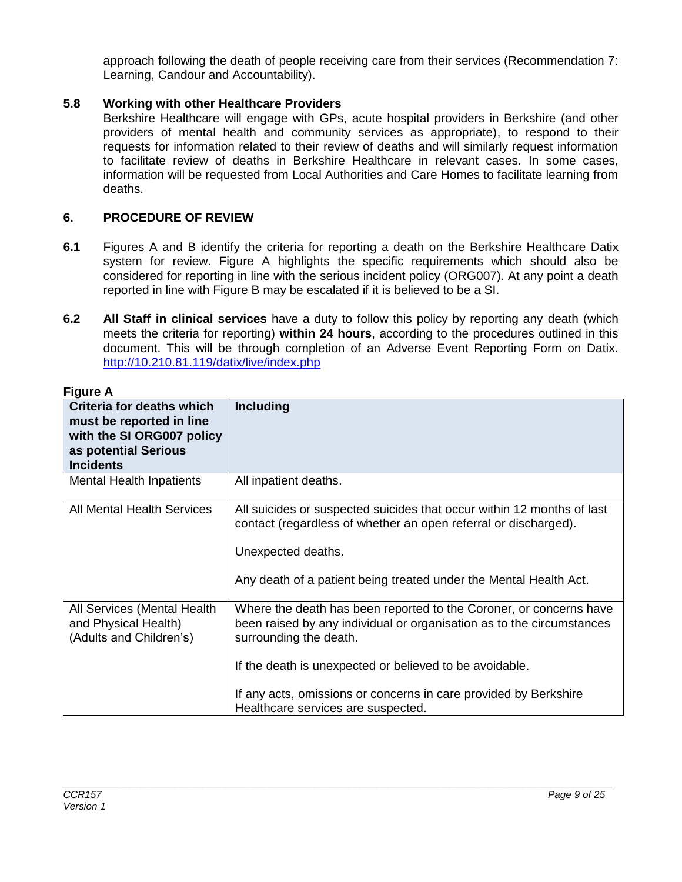approach following the death of people receiving care from their services (Recommendation 7: Learning, Candour and Accountability).

### 5.8 Working with other Healthcare Providers

Berkshire Healthcare will engage with GPs, acute hospital providers in Berkshire (and other providers of mental health and community services as appropriate), to respond to their requests for information related to their review of deaths and will similarly request information to facilitate review of deaths in Berkshire Healthcare in relevant cases. In some cases, information will be requested from Local Authorities and Care Homes to facilitate learning from deaths.

## 6. PROCEDURE OF REVIEW

**6.1** Figures A and B identify the criteria for reporting a death on the Berkshire Healthcare Datix system for review. Figure A highlights the specific requirements which should also be considered for reporting in line with the serious incident policy (ORG007). At any point a death reported in line with Figure B may be escalated if it is believed to be a SI.

**6.2** **All Staff in clinical services** have a duty to follow this policy by reporting any death (which meets the criteria for reporting) **within 24 hours**, according to the procedures outlined in this document. This will be through completion of an Adverse Event Reporting Form on Datix. http://10.210.81.119/datix/live/index.php

**Figure A**

| Criteria for deaths which must be reported in line with the SI ORG007 policy as potential Serious Incidents | Including |
|---|---|
| Mental Health Inpatients | All inpatient deaths. |
| All Mental Health Services | All suicides or suspected suicides that occur within 12 months of last contact (regardless of whether an open referral or discharged).<br><br>Unexpected deaths.<br><br>Any death of a patient being treated under the Mental Health Act. |
| All Services (Mental Health and Physical Health) (Adults and Children's) | Where the death has been reported to the Coroner, or concerns have been raised by any individual or organisation as to the circumstances surrounding the death.<br><br>If the death is unexpected or believed to be avoidable.<br><br>If any acts, omissions or concerns in care provided by Berkshire Healthcare services are suspected. |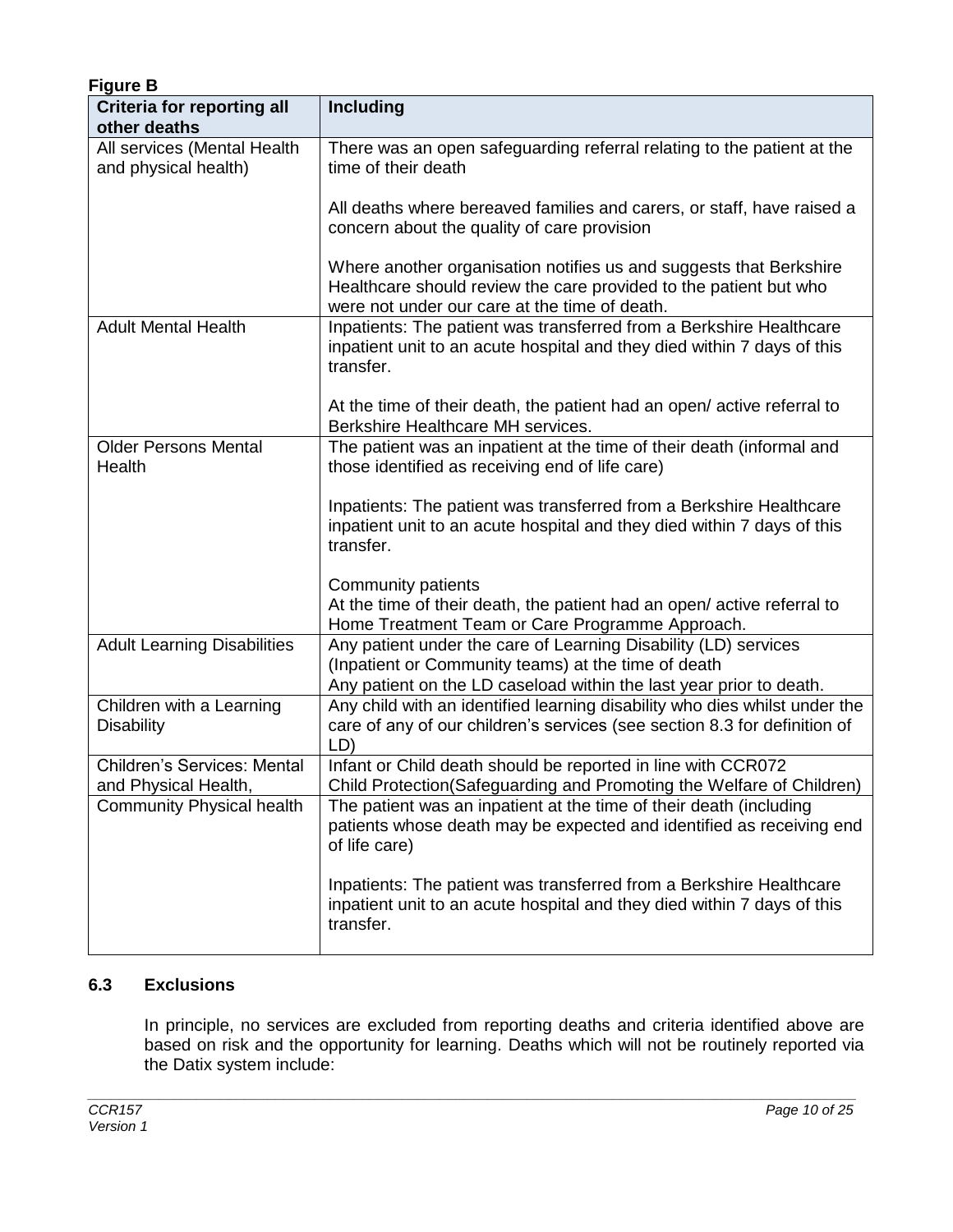**Figure B**

| Criteria for reporting all other deaths | Including |
|---|---|
| All services (Mental Health and physical health) | There was an open safeguarding referral relating to the patient at the time of their death<br><br>All deaths where bereaved families and carers, or staff, have raised a concern about the quality of care provision<br><br>Where another organisation notifies us and suggests that Berkshire Healthcare should review the care provided to the patient but who were not under our care at the time of death. |
| Adult Mental Health | Inpatients: The patient was transferred from a Berkshire Healthcare inpatient unit to an acute hospital and they died within 7 days of this transfer.<br><br>At the time of their death, the patient had an open/ active referral to Berkshire Healthcare MH services. |
| Older Persons Mental Health | The patient was an inpatient at the time of their death (informal and those identified as receiving end of life care)<br><br>Inpatients: The patient was transferred from a Berkshire Healthcare inpatient unit to an acute hospital and they died within 7 days of this transfer.<br><br>Community patients<br>At the time of their death, the patient had an open/ active referral to Home Treatment Team or Care Programme Approach. |
| Adult Learning Disabilities | Any patient under the care of Learning Disability (LD) services (Inpatient or Community teams) at the time of death<br>Any patient on the LD caseload within the last year prior to death. |
| Children with a Learning Disability | Any child with an identified learning disability who dies whilst under the care of any of our children's services (see section 8.3 for definition of LD) |
| Children's Services: Mental and Physical Health, | Infant or Child death should be reported in line with CCR072<br>Child Protection(Safeguarding and Promoting the Welfare of Children) |
| Community Physical health | The patient was an inpatient at the time of their death (including patients whose death may be expected and identified as receiving end of life care)<br><br>Inpatients: The patient was transferred from a Berkshire Healthcare inpatient unit to an acute hospital and they died within 7 days of this transfer. |

### 6.3 Exclusions

In principle, no services are excluded from reporting deaths and criteria identified above are based on risk and the opportunity for learning. Deaths which will not be routinely reported via the Datix system include: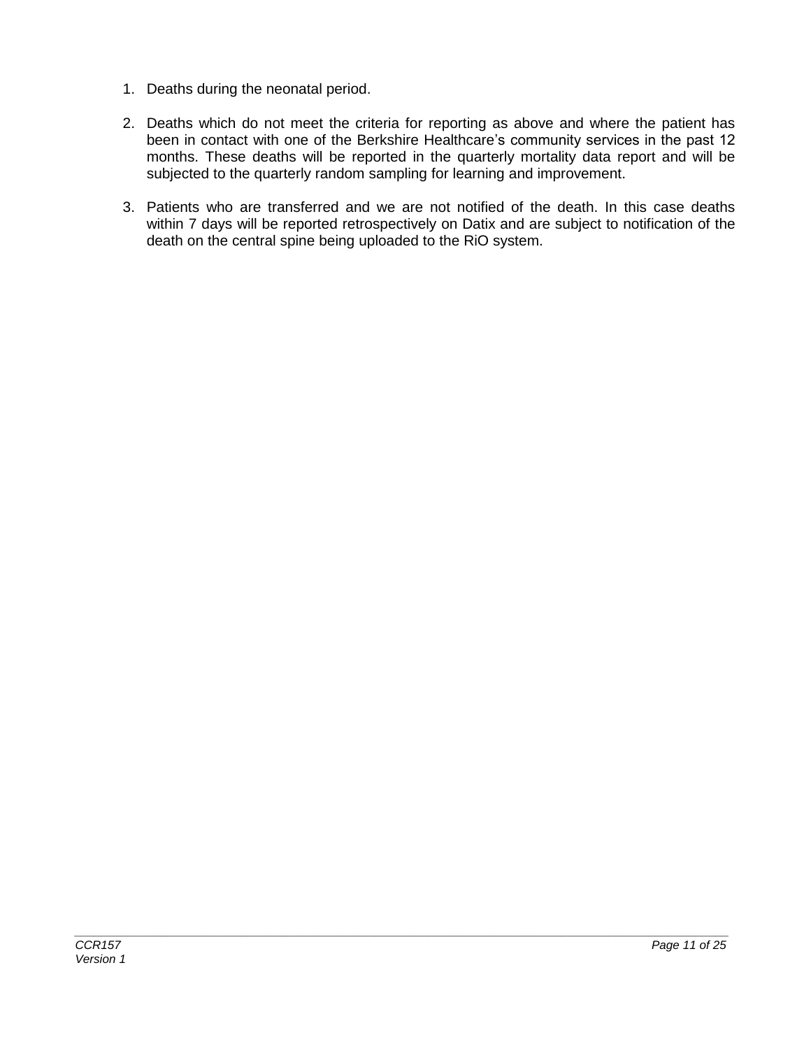1. Deaths during the neonatal period.

2. Deaths which do not meet the criteria for reporting as above and where the patient has been in contact with one of the Berkshire Healthcare's community services in the past 12 months. These deaths will be reported in the quarterly mortality data report and will be subjected to the quarterly random sampling for learning and improvement.

3. Patients who are transferred and we are not notified of the death. In this case deaths within 7 days will be reported retrospectively on Datix and are subject to notification of the death on the central spine being uploaded to the RiO system.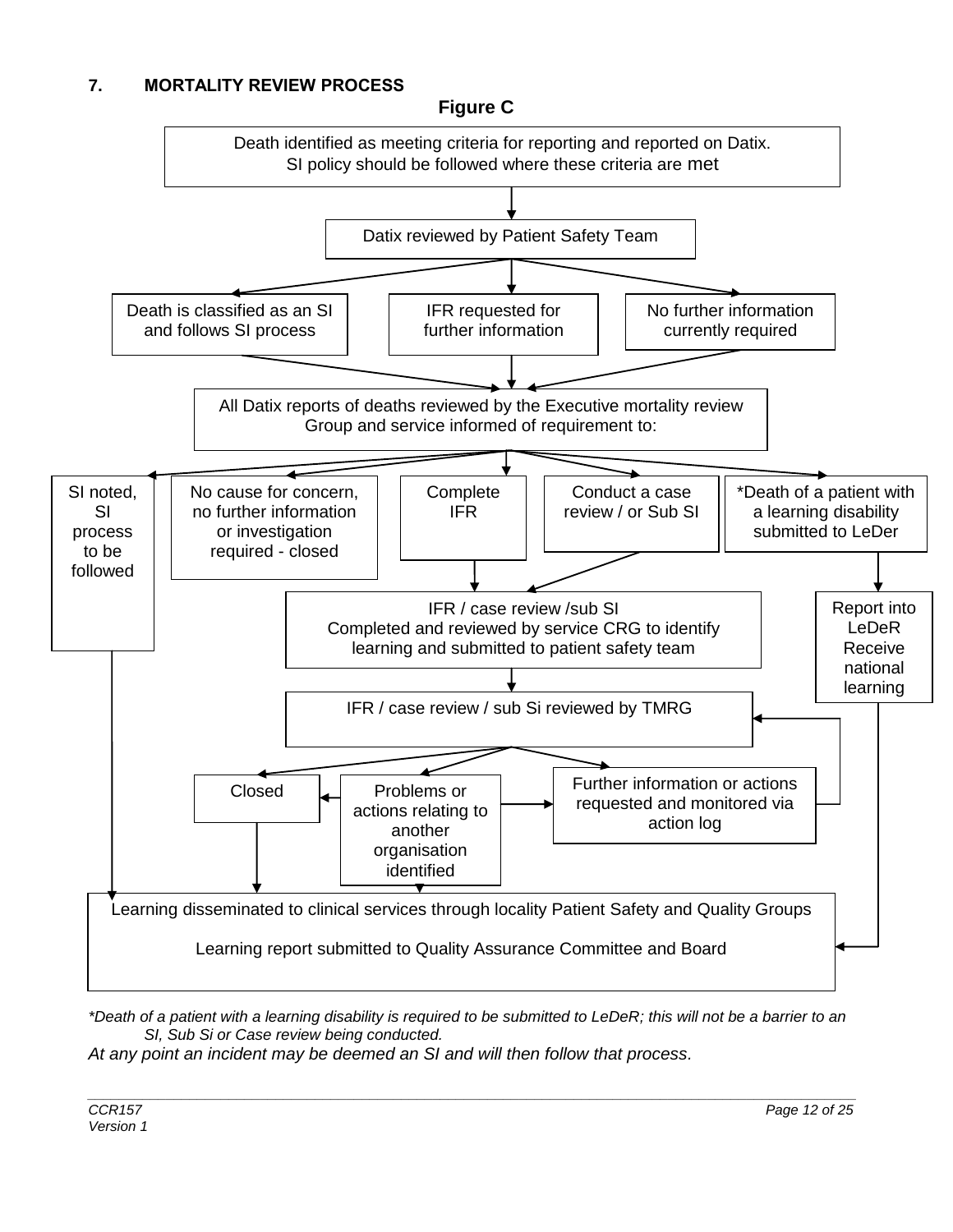## 7. MORTALITY REVIEW PROCESS

**Figure C**

Death identified as meeting criteria for reporting and reported on Datix. SI policy should be followed where these criteria are met

Datix reviewed by Patient Safety Team

Death is classified as an SI and follows SI process

IFR requested for further information

No further information currently required

All Datix reports of deaths reviewed by the Executive mortality review Group and service informed of requirement to:

SI noted, SI process to be followed

No cause for concern, no further information or investigation required - closed

Complete IFR

Conduct a case review / or Sub SI

*Death of a patient with a learning disability submitted to LeDer

IFR / case review /sub SI Completed and reviewed by service CRG to identify learning and submitted to patient safety team

Report into LeDeR Receive national learning

IFR / case review / sub Si reviewed by TMRG

Closed

Problems or actions relating to another organisation identified

Further information or actions requested and monitored via action log

Learning disseminated to clinical services through locality Patient Safety and Quality Groups

Learning report submitted to Quality Assurance Committee and Board

*\*Death of a patient with a learning disability is required to be submitted to LeDeR; this will not be a barrier to an SI, Sub Si or Case review being conducted.*

*At any point an incident may be deemed an SI and will then follow that process.*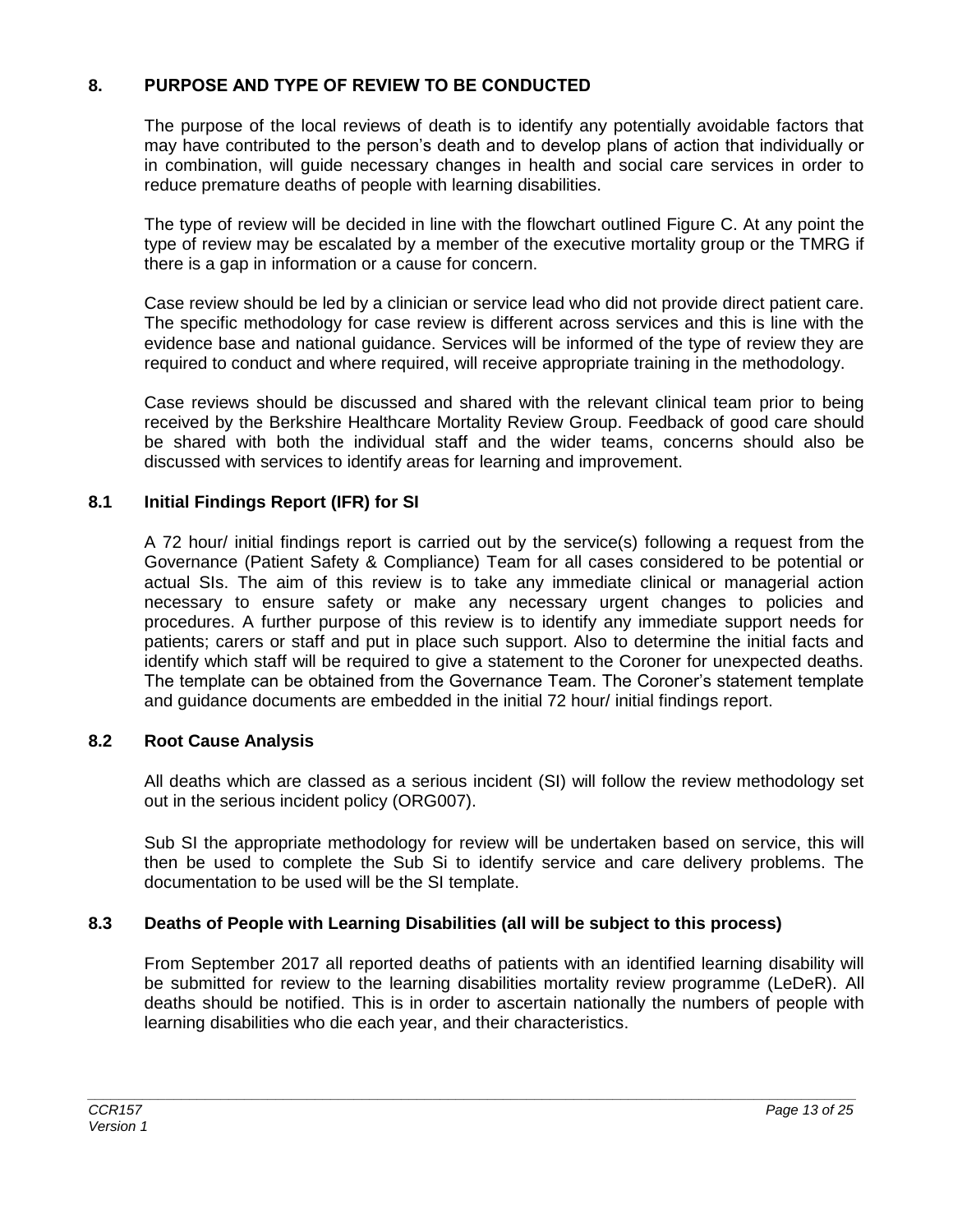## 8. PURPOSE AND TYPE OF REVIEW TO BE CONDUCTED

The purpose of the local reviews of death is to identify any potentially avoidable factors that may have contributed to the person's death and to develop plans of action that individually or in combination, will guide necessary changes in health and social care services in order to reduce premature deaths of people with learning disabilities.

The type of review will be decided in line with the flowchart outlined Figure C. At any point the type of review may be escalated by a member of the executive mortality group or the TMRG if there is a gap in information or a cause for concern.

Case review should be led by a clinician or service lead who did not provide direct patient care. The specific methodology for case review is different across services and this is line with the evidence base and national guidance. Services will be informed of the type of review they are required to conduct and where required, will receive appropriate training in the methodology.

Case reviews should be discussed and shared with the relevant clinical team prior to being received by the Berkshire Healthcare Mortality Review Group. Feedback of good care should be shared with both the individual staff and the wider teams, concerns should also be discussed with services to identify areas for learning and improvement.

### 8.1 Initial Findings Report (IFR) for SI

A 72 hour/ initial findings report is carried out by the service(s) following a request from the Governance (Patient Safety & Compliance) Team for all cases considered to be potential or actual SIs. The aim of this review is to take any immediate clinical or managerial action necessary to ensure safety or make any necessary urgent changes to policies and procedures. A further purpose of this review is to identify any immediate support needs for patients; carers or staff and put in place such support. Also to determine the initial facts and identify which staff will be required to give a statement to the Coroner for unexpected deaths. The template can be obtained from the Governance Team. The Coroner's statement template and guidance documents are embedded in the initial 72 hour/ initial findings report.

### 8.2 Root Cause Analysis

All deaths which are classed as a serious incident (SI) will follow the review methodology set out in the serious incident policy (ORG007).

Sub SI the appropriate methodology for review will be undertaken based on service, this will then be used to complete the Sub Si to identify service and care delivery problems. The documentation to be used will be the SI template.

### 8.3 Deaths of People with Learning Disabilities (all will be subject to this process)

From September 2017 all reported deaths of patients with an identified learning disability will be submitted for review to the learning disabilities mortality review programme (LeDeR). All deaths should be notified. This is in order to ascertain nationally the numbers of people with learning disabilities who die each year, and their characteristics.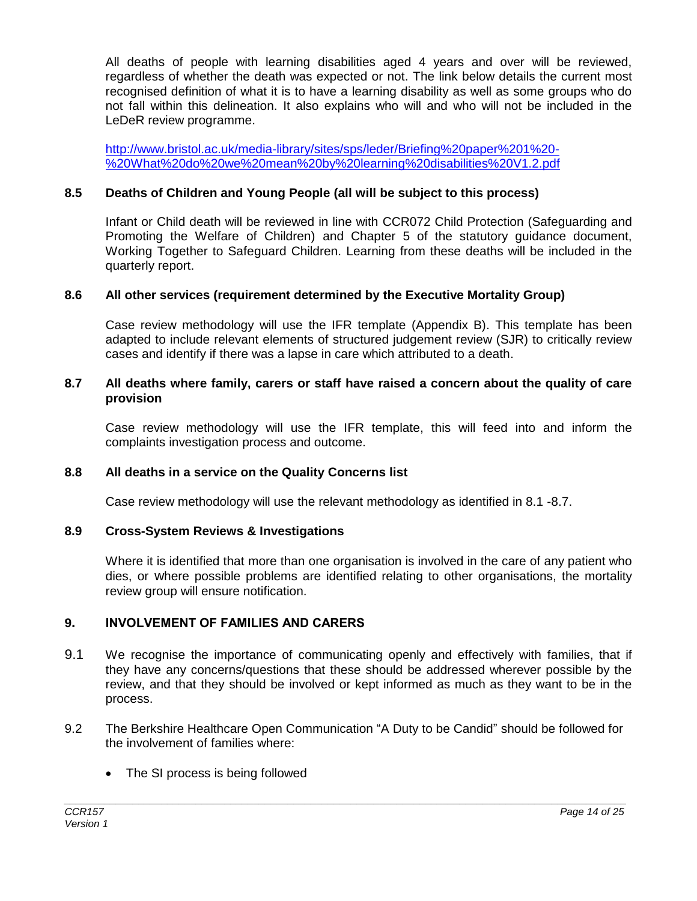All deaths of people with learning disabilities aged 4 years and over will be reviewed, regardless of whether the death was expected or not. The link below details the current most recognised definition of what it is to have a learning disability as well as some groups who do not fall within this delineation. It also explains who will and who will not be included in the LeDeR review programme.

http://www.bristol.ac.uk/media-library/sites/sps/leder/Briefing%20paper%201%20-%20What%20do%20we%20mean%20by%20learning%20disabilities%20V1.2.pdf

### 8.5 Deaths of Children and Young People (all will be subject to this process)

Infant or Child death will be reviewed in line with CCR072 Child Protection (Safeguarding and Promoting the Welfare of Children) and Chapter 5 of the statutory guidance document, Working Together to Safeguard Children. Learning from these deaths will be included in the quarterly report.

### 8.6 All other services (requirement determined by the Executive Mortality Group)

Case review methodology will use the IFR template (Appendix B). This template has been adapted to include relevant elements of structured judgement review (SJR) to critically review cases and identify if there was a lapse in care which attributed to a death.

### 8.7 All deaths where family, carers or staff have raised a concern about the quality of care provision

Case review methodology will use the IFR template, this will feed into and inform the complaints investigation process and outcome.

### 8.8 All deaths in a service on the Quality Concerns list

Case review methodology will use the relevant methodology as identified in 8.1 -8.7.

### 8.9 Cross-System Reviews & Investigations

Where it is identified that more than one organisation is involved in the care of any patient who dies, or where possible problems are identified relating to other organisations, the mortality review group will ensure notification.

## 9. INVOLVEMENT OF FAMILIES AND CARERS

9.1 We recognise the importance of communicating openly and effectively with families, that if they have any concerns/questions that these should be addressed wherever possible by the review, and that they should be involved or kept informed as much as they want to be in the process.

9.2 The Berkshire Healthcare Open Communication "A Duty to be Candid" should be followed for the involvement of families where:

- The SI process is being followed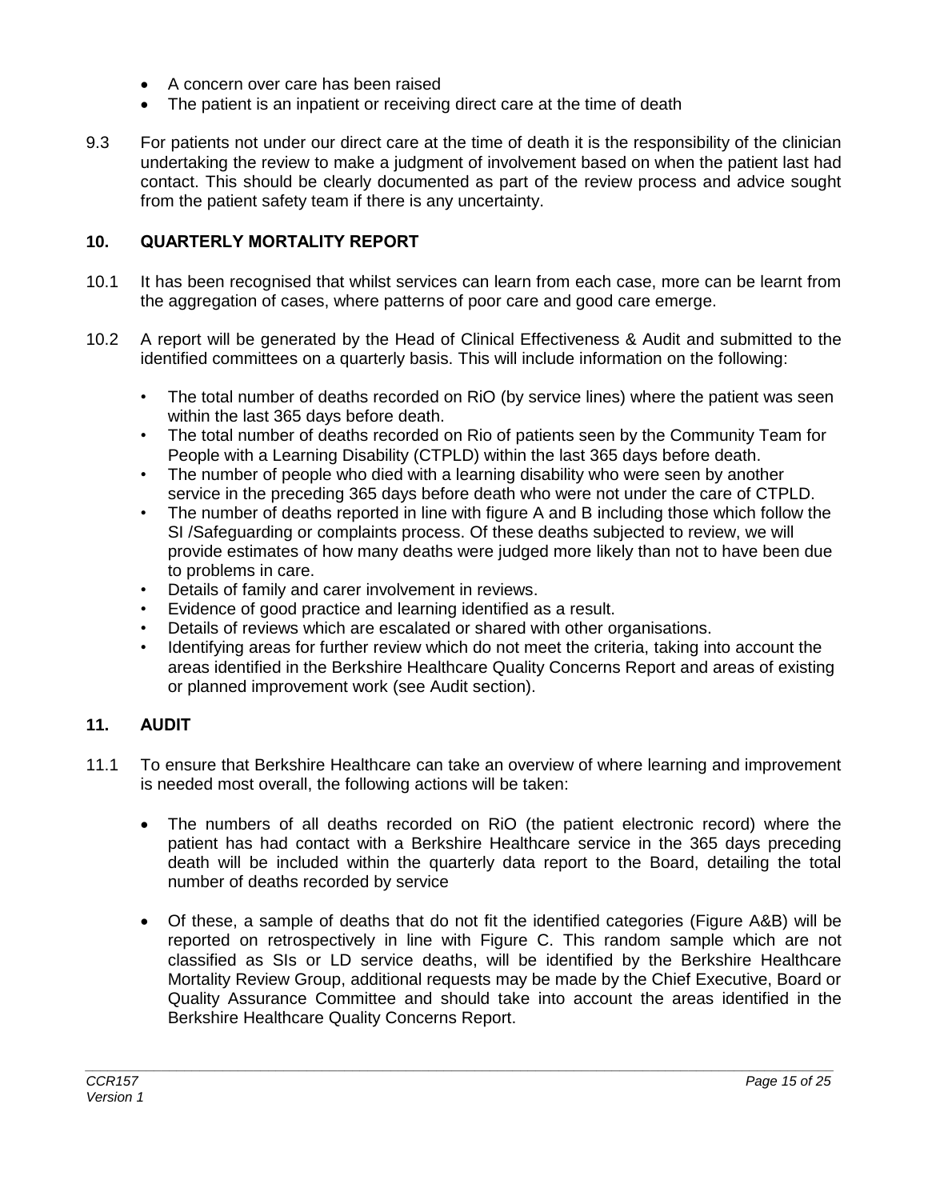- A concern over care has been raised
- The patient is an inpatient or receiving direct care at the time of death

9.3 For patients not under our direct care at the time of death it is the responsibility of the clinician undertaking the review to make a judgment of involvement based on when the patient last had contact. This should be clearly documented as part of the review process and advice sought from the patient safety team if there is any uncertainty.

## 10. QUARTERLY MORTALITY REPORT

10.1 It has been recognised that whilst services can learn from each case, more can be learnt from the aggregation of cases, where patterns of poor care and good care emerge.

10.2 A report will be generated by the Head of Clinical Effectiveness & Audit and submitted to the identified committees on a quarterly basis. This will include information on the following:

- The total number of deaths recorded on RiO (by service lines) where the patient was seen within the last 365 days before death.
- The total number of deaths recorded on Rio of patients seen by the Community Team for People with a Learning Disability (CTPLD) within the last 365 days before death.
- The number of people who died with a learning disability who were seen by another service in the preceding 365 days before death who were not under the care of CTPLD.
- The number of deaths reported in line with figure A and B including those which follow the SI /Safeguarding or complaints process. Of these deaths subjected to review, we will provide estimates of how many deaths were judged more likely than not to have been due to problems in care.
- Details of family and carer involvement in reviews.
- Evidence of good practice and learning identified as a result.
- Details of reviews which are escalated or shared with other organisations.
- Identifying areas for further review which do not meet the criteria, taking into account the areas identified in the Berkshire Healthcare Quality Concerns Report and areas of existing or planned improvement work (see Audit section).

## 11. AUDIT

11.1 To ensure that Berkshire Healthcare can take an overview of where learning and improvement is needed most overall, the following actions will be taken:

- The numbers of all deaths recorded on RiO (the patient electronic record) where the patient has had contact with a Berkshire Healthcare service in the 365 days preceding death will be included within the quarterly data report to the Board, detailing the total number of deaths recorded by service

- Of these, a sample of deaths that do not fit the identified categories (Figure A&B) will be reported on retrospectively in line with Figure C. This random sample which are not classified as SIs or LD service deaths, will be identified by the Berkshire Healthcare Mortality Review Group, additional requests may be made by the Chief Executive, Board or Quality Assurance Committee and should take into account the areas identified in the Berkshire Healthcare Quality Concerns Report.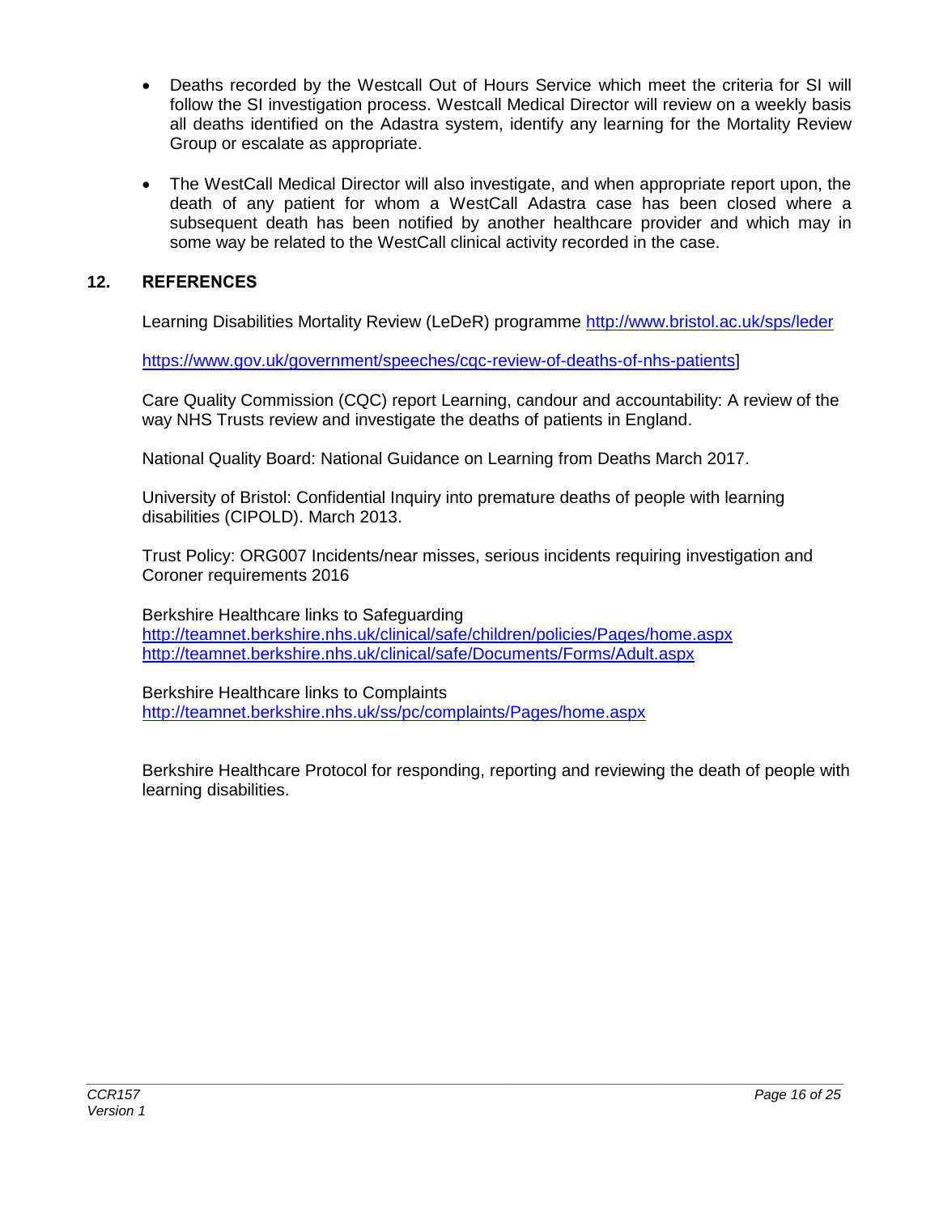- Deaths recorded by the Westcall Out of Hours Service which meet the criteria for SI will follow the SI investigation process. Westcall Medical Director will review on a weekly basis all deaths identified on the Adastra system, identify any learning for the Mortality Review Group or escalate as appropriate.

- The WestCall Medical Director will also investigate, and when appropriate report upon, the death of any patient for whom a WestCall Adastra case has been closed where a subsequent death has been notified by another healthcare provider and which may in some way be related to the WestCall clinical activity recorded in the case.

## 12. REFERENCES

Learning Disabilities Mortality Review (LeDeR) programme http://www.bristol.ac.uk/sps/leder

https://www.gov.uk/government/speeches/cqc-review-of-deaths-of-nhs-patients]

Care Quality Commission (CQC) report Learning, candour and accountability: A review of the way NHS Trusts review and investigate the deaths of patients in England.

National Quality Board: National Guidance on Learning from Deaths March 2017.

University of Bristol: Confidential Inquiry into premature deaths of people with learning disabilities (CIPOLD). March 2013.

Trust Policy: ORG007 Incidents/near misses, serious incidents requiring investigation and Coroner requirements 2016

Berkshire Healthcare links to Safeguarding
http://teamnet.berkshire.nhs.uk/clinical/safe/children/policies/Pages/home.aspx
http://teamnet.berkshire.nhs.uk/clinical/safe/Documents/Forms/Adult.aspx

Berkshire Healthcare links to Complaints
http://teamnet.berkshire.nhs.uk/ss/pc/complaints/Pages/home.aspx

Berkshire Healthcare Protocol for responding, reporting and reviewing the death of people with learning disabilities.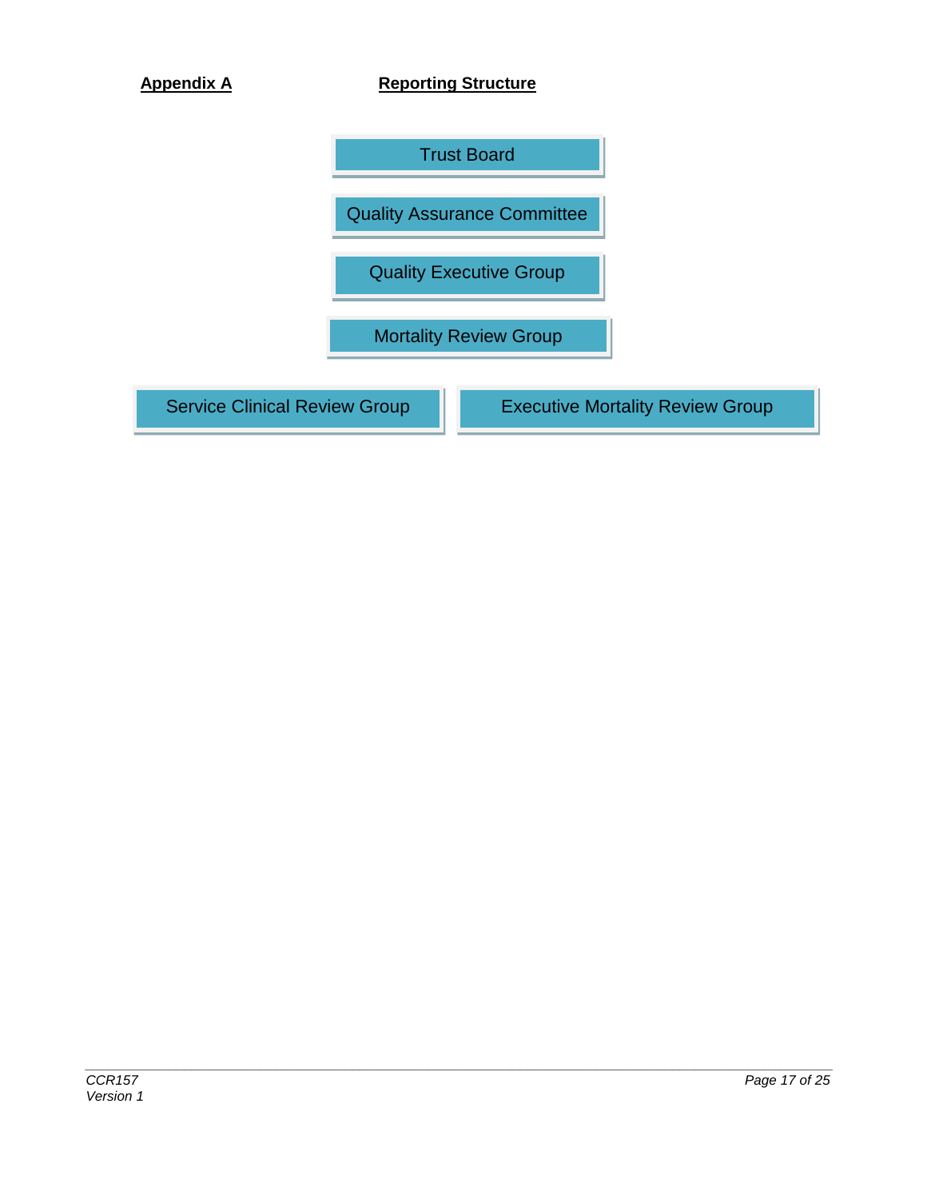**Appendix A** **Reporting Structure**

Trust Board

Quality Assurance Committee

Quality Executive Group

Mortality Review Group

Service Clinical Review Group

Executive Mortality Review Group

*CCR157*
*Version 1*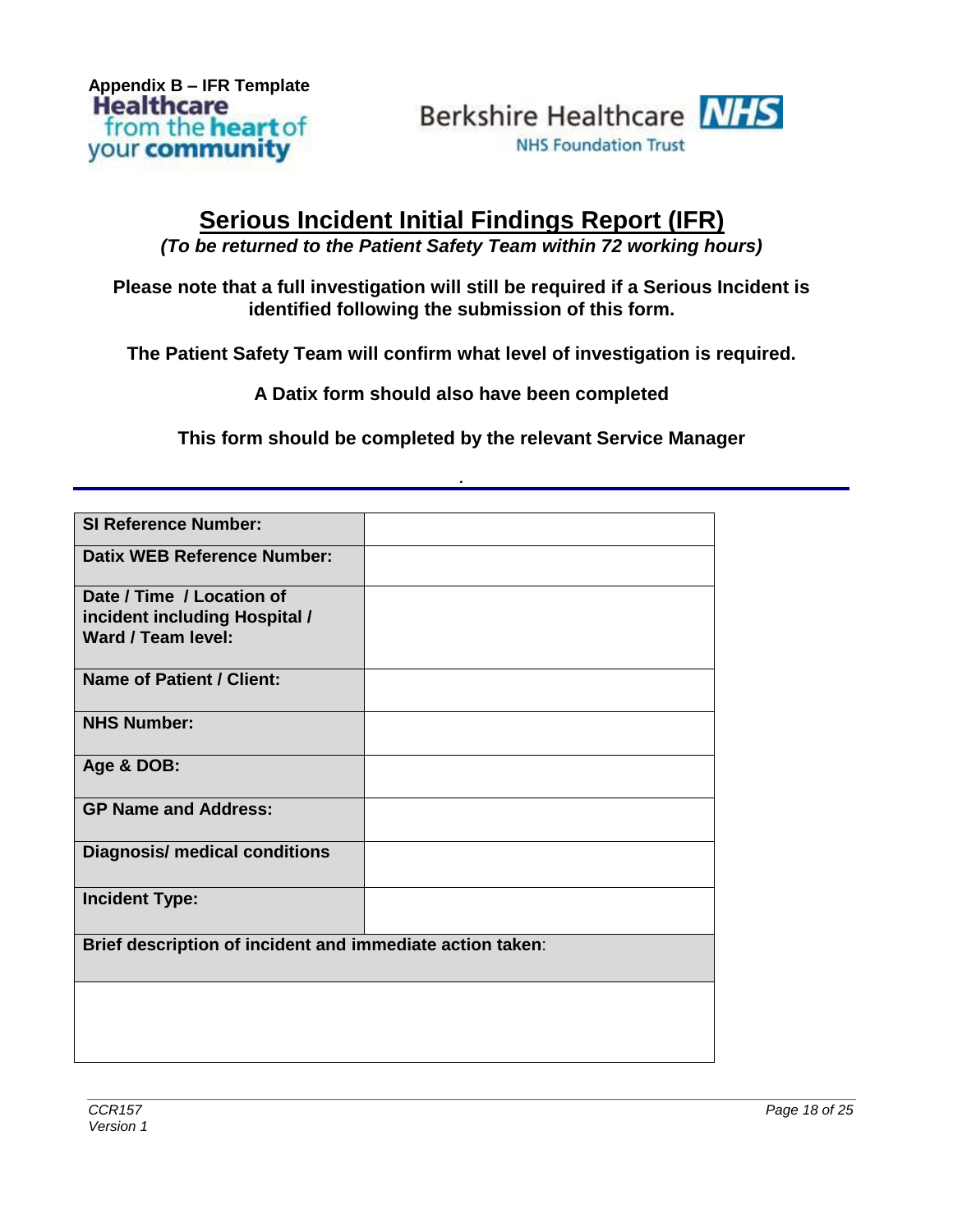Appendix B – IFR Template

Healthcare from the heart of your community

Berkshire Healthcare NHS

NHS Foundation Trust

# Serious Incident Initial Findings Report (IFR)

***(To be returned to the Patient Safety Team within 72 working hours)***

**Please note that a full investigation will still be required if a Serious Incident is identified following the submission of this form.**

**The Patient Safety Team will confirm what level of investigation is required.**

**A Datix form should also have been completed**

**This form should be completed by the relevant Service Manager**

| | |
|---|---|
| **SI Reference Number:** | |
| **Datix WEB Reference Number:** | |
| **Date / Time / Location of incident including Hospital / Ward / Team level:** | |
| **Name of Patient / Client:** | |
| **NHS Number:** | |
| **Age & DOB:** | |
| **GP Name and Address:** | |
| **Diagnosis/ medical conditions** | |
| **Incident Type:** | |
| **Brief description of incident and immediate action taken**: | |
| | |

*CCR157*
*Version 1*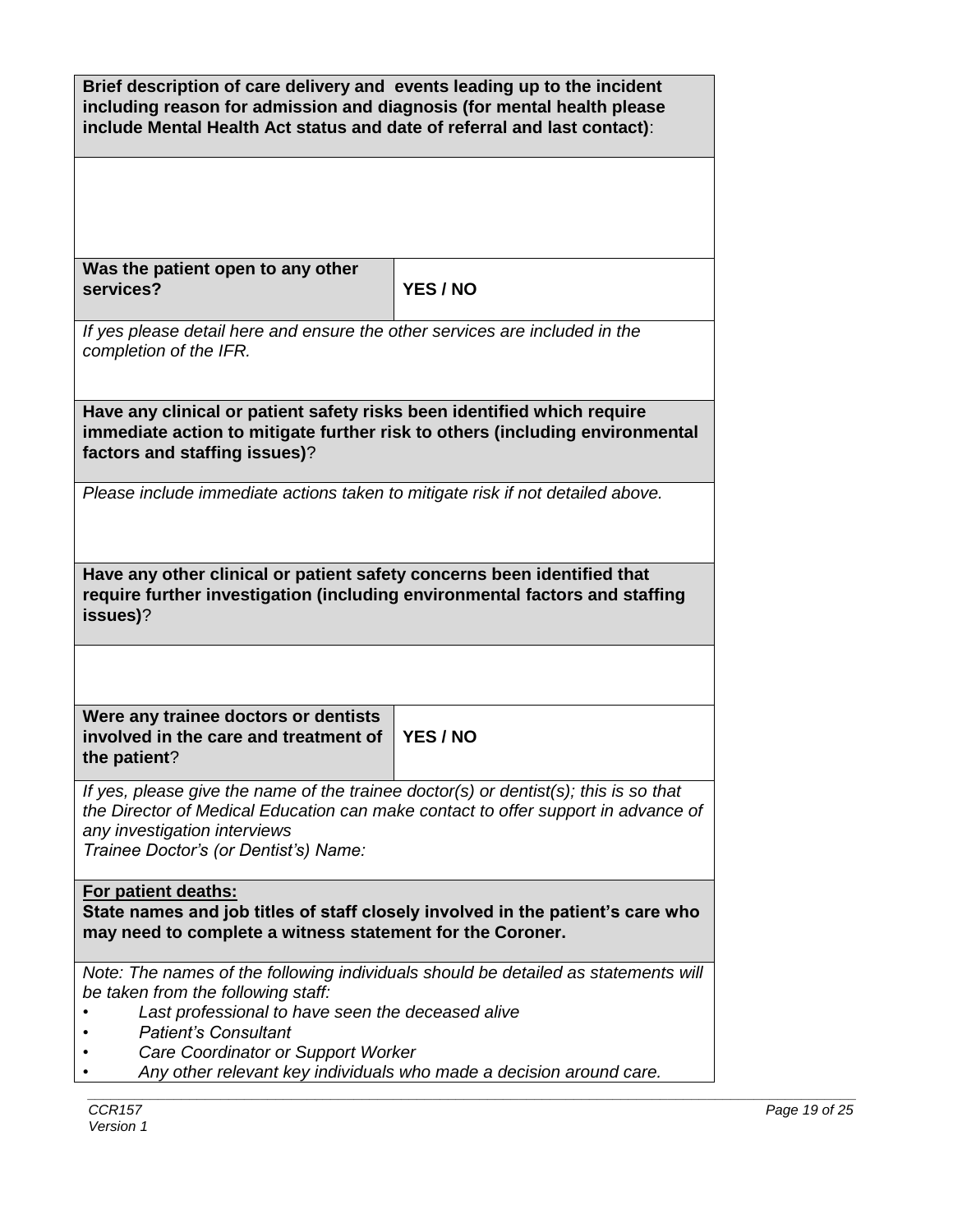| **Brief description of care delivery and events leading up to the incident including reason for admission and diagnosis (for mental health please include Mental Health Act status and date of referral and last contact)**: | |
|---|---|
| | |
| **Was the patient open to any other services?** | **YES / NO** |
| *If yes please detail here and ensure the other services are included in the completion of the IFR.* | |
| **Have any clinical or patient safety risks been identified which require immediate action to mitigate further risk to others (including environmental factors and staffing issues)**? | |
| *Please include immediate actions taken to mitigate risk if not detailed above.* | |
| **Have any other clinical or patient safety concerns been identified that require further investigation (including environmental factors and staffing issues)**? | |
| | |
| **Were any trainee doctors or dentists involved in the care and treatment of the patient**? | **YES / NO** |
| *If yes, please give the name of the trainee doctor(s) or dentist(s); this is so that the Director of Medical Education can make contact to offer support in advance of any investigation interviews*<br>*Trainee Doctor's (or Dentist's) Name:* | |
| **For patient deaths:**<br>**State names and job titles of staff closely involved in the patient's care who may need to complete a witness statement for the Coroner.** | |
| *Note: The names of the following individuals should be detailed as statements will be taken from the following staff:*<br>• *Last professional to have seen the deceased alive*<br>• *Patient's Consultant*<br>• *Care Coordinator or Support Worker*<br>• *Any other relevant key individuals who made a decision around care.* | |

CCR157
Version 1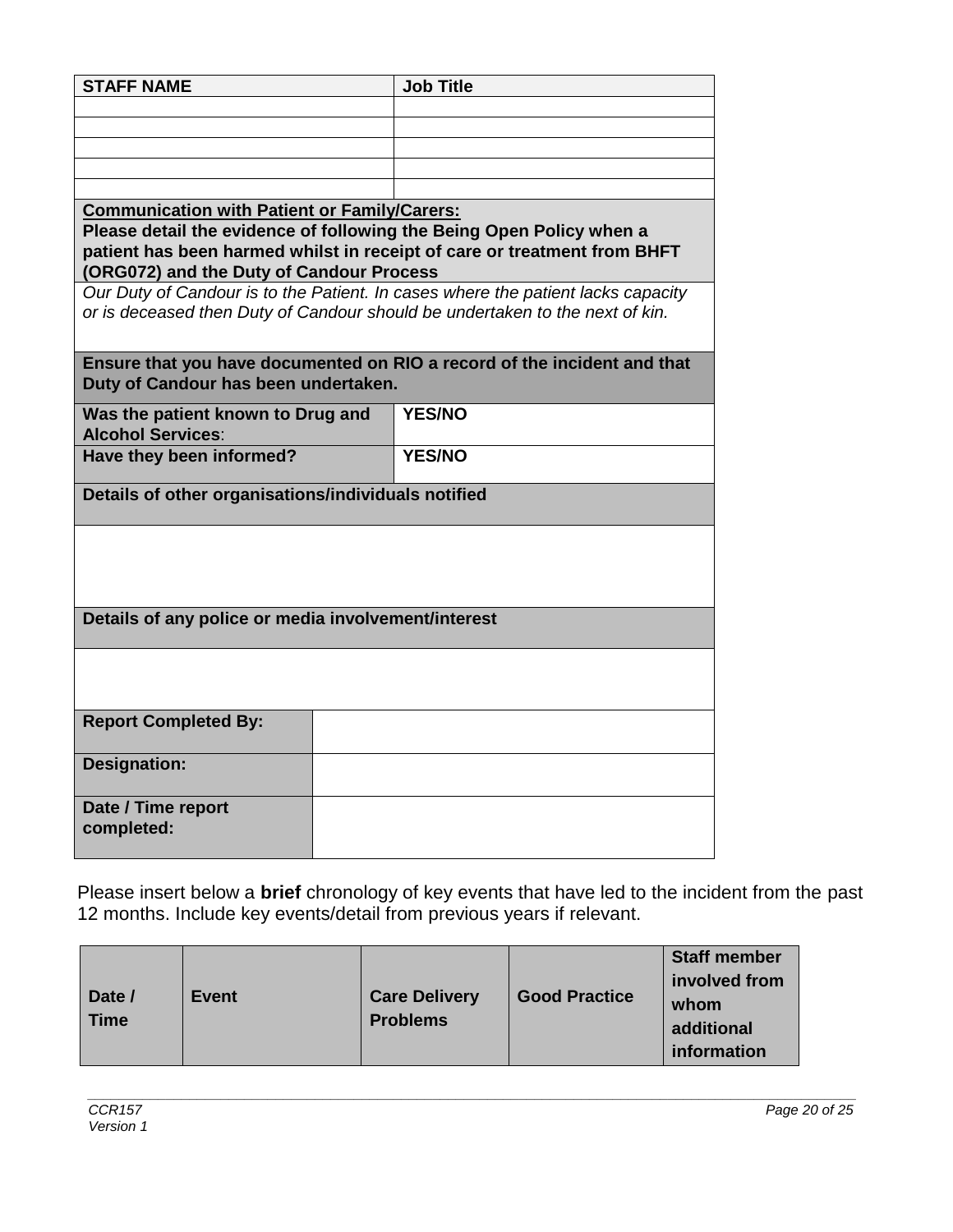| **STAFF NAME** | **Job Title** |
|---|---|
| | |
| | |
| | |
| | |
| | |

| |
|---|
| **<u>Communication with Patient or Family/Carers:</u>** **Please detail the evidence of following the Being Open Policy when a patient has been harmed whilst in receipt of care or treatment from BHFT (ORG072) and the Duty of Candour Process** |
| *Our Duty of Candour is to the Patient. In cases where the patient lacks capacity or is deceased then Duty of Candour should be undertaken to the next of kin.* |
| **Ensure that you have documented on RIO a record of the incident and that Duty of Candour has been undertaken.** |

| | |
|---|---|
| **Was the patient known to Drug and Alcohol Services**: | **YES/NO** |
| **Have they been informed?** | **YES/NO** |

| |
|---|
| **Details of other organisations/individuals notified** |
| |
| **Details of any police or media involvement/interest** |
| |

| | |
|---|---|
| **Report Completed By:** | |
| **Designation:** | |
| **Date / Time report completed:** | |

Please insert below a **brief** chronology of key events that have led to the incident from the past 12 months. Include key events/detail from previous years if relevant.

| **Date / Time** | **Event** | **Care Delivery Problems** | **Good Practice** | **Staff member involved from whom additional information** |
|---|---|---|---|---|

CCR157
Version 1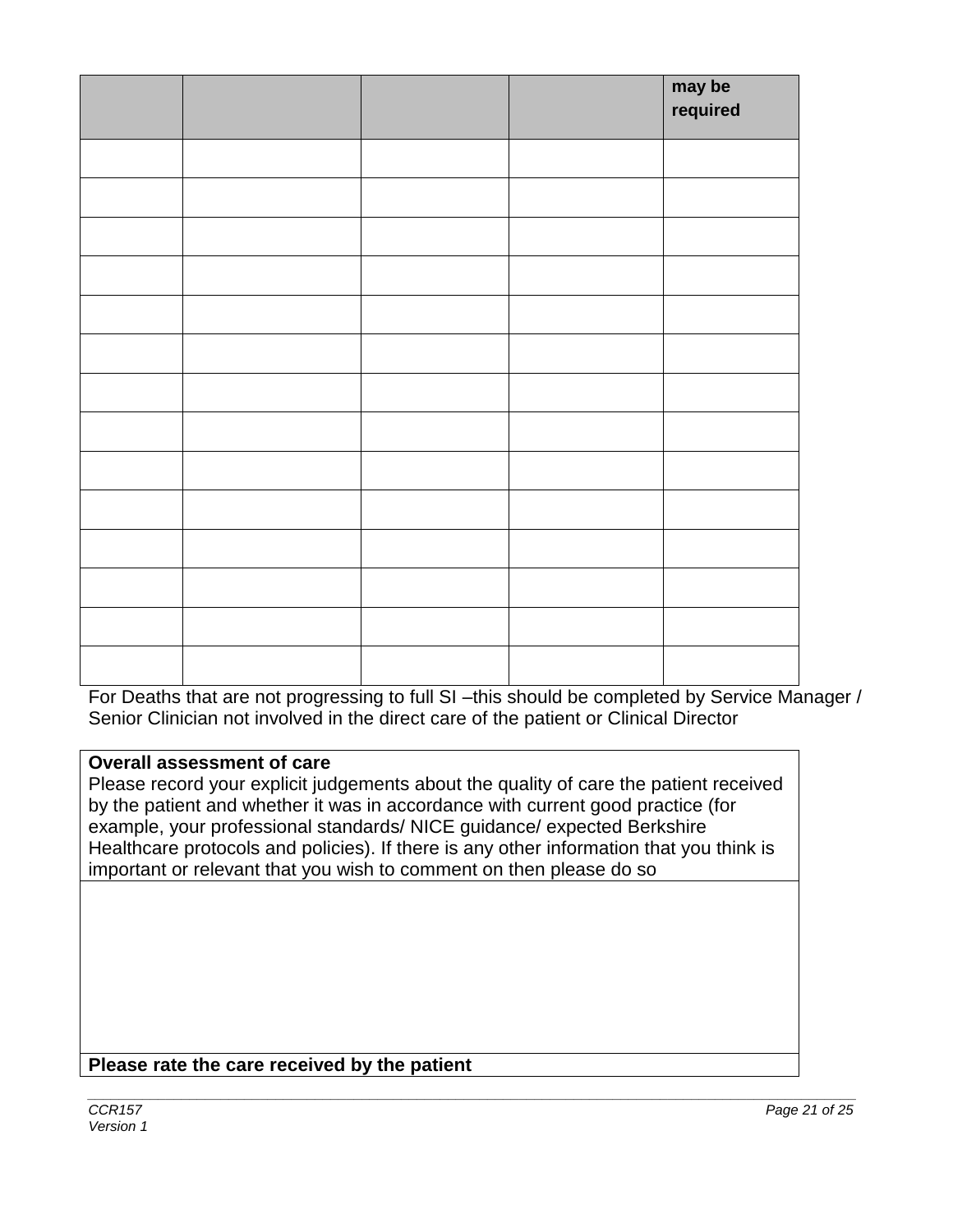| | | | | may be required |
|---|---|---|---|---|
| | | | | |
| | | | | |
| | | | | |
| | | | | |
| | | | | |
| | | | | |
| | | | | |
| | | | | |
| | | | | |
| | | | | |
| | | | | |
| | | | | |
| | | | | |
| | | | | |

For Deaths that are not progressing to full SI –this should be completed by Service Manager / Senior Clinician not involved in the direct care of the patient or Clinical Director

| **Overall assessment of care**<br>Please record your explicit judgements about the quality of care the patient received by the patient and whether it was in accordance with current good practice (for example, your professional standards/ NICE guidance/ expected Berkshire Healthcare protocols and policies). If there is any other information that you think is important or relevant that you wish to comment on then please do so |
|---|
| |
| **Please rate the care received by the patient** |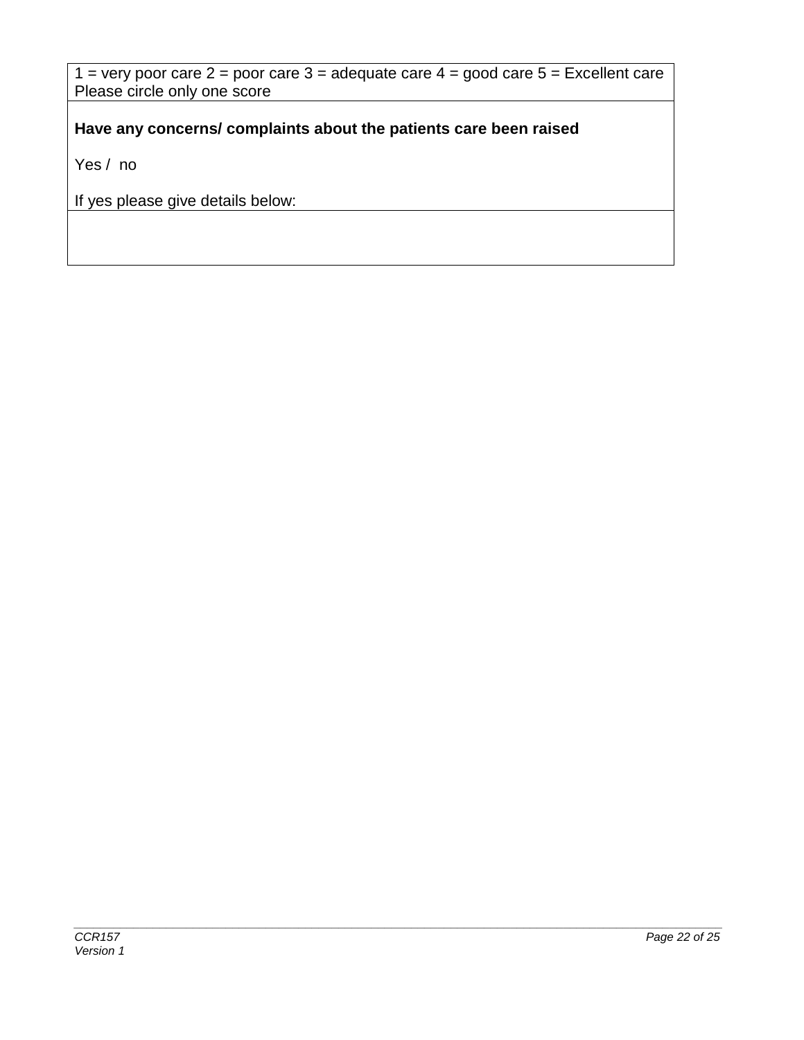| 1 = very poor care 2 = poor care 3 = adequate care 4 = good care 5 = Excellent care<br>Please circle only one score |
|---|
| **Have any concerns/ complaints about the patients care been raised**<br><br>Yes / no<br><br>If yes please give details below: |
| |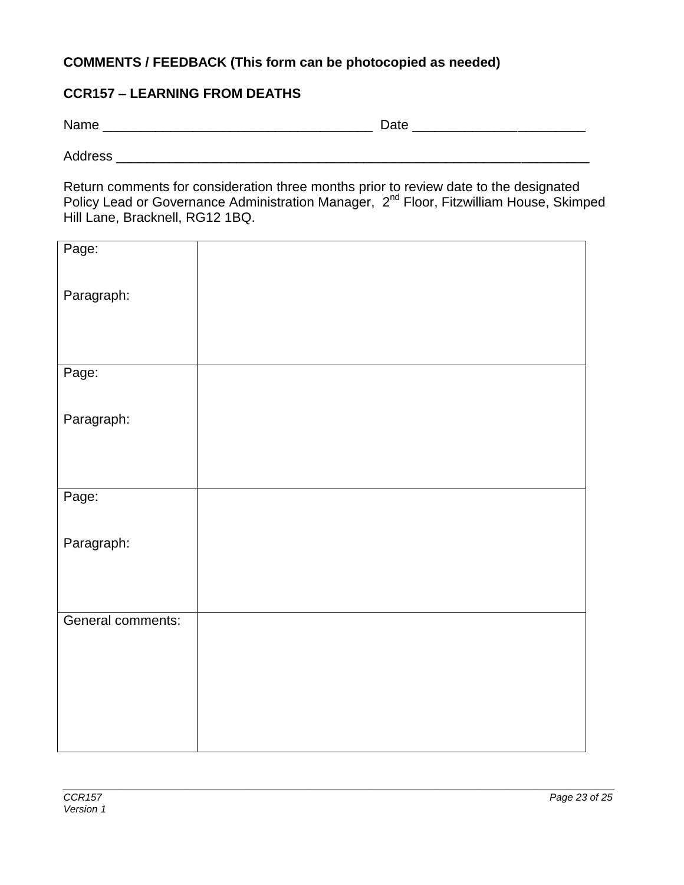**COMMENTS / FEEDBACK (This form can be photocopied as needed)**

**CCR157 – LEARNING FROM DEATHS**

Name ___________________________________ Date ______________________

Address ____________________________________________________________

Return comments for consideration three months prior to review date to the designated Policy Lead or Governance Administration Manager, 2nd Floor, Fitzwilliam House, Skimped Hill Lane, Bracknell, RG12 1BQ.

| | |
|---|---|
| Page:<br><br>Paragraph: | |
| Page:<br><br>Paragraph: | |
| Page:<br><br>Paragraph: | |
| General comments: | |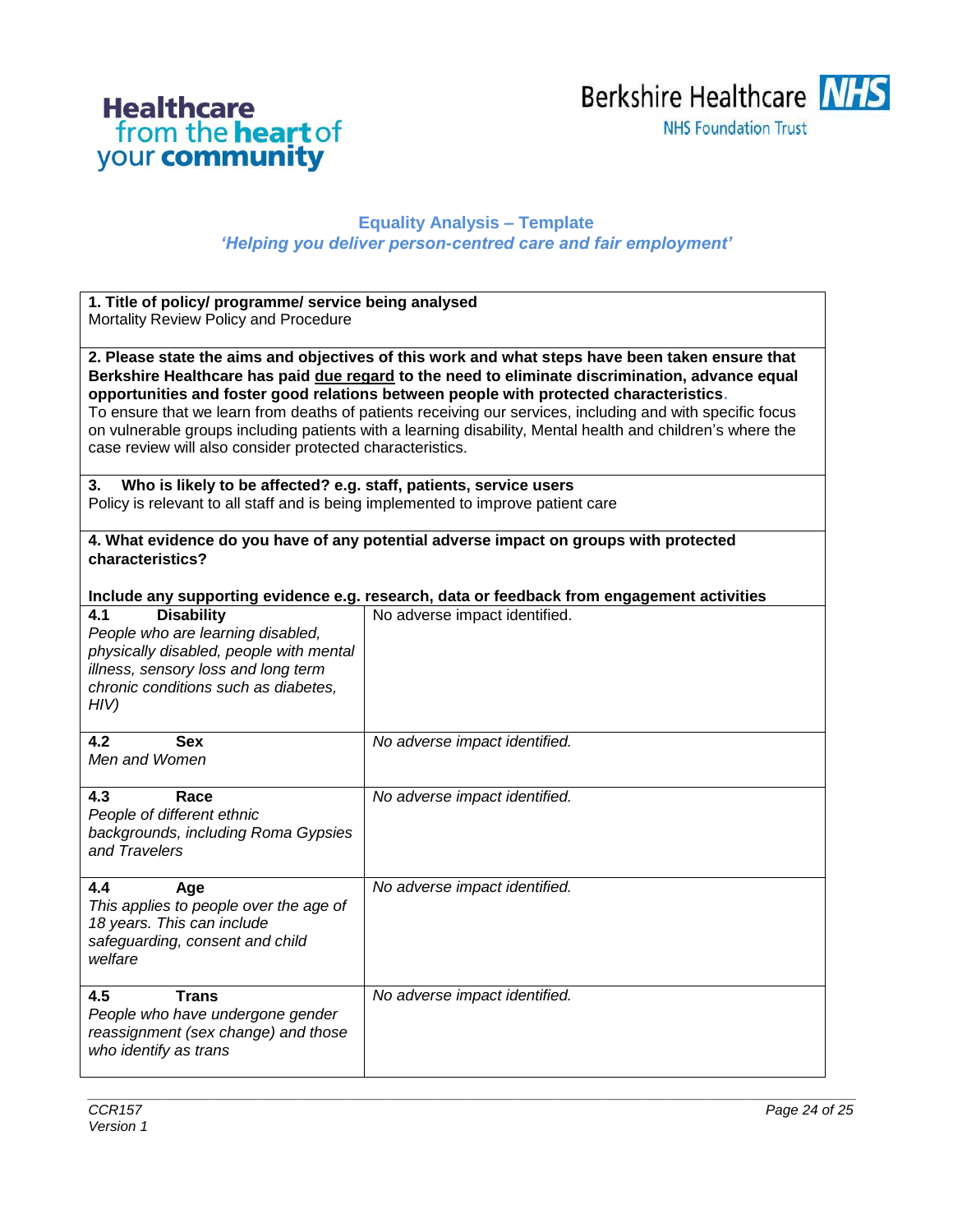Healthcare from the **heart** of your **community**

Berkshire Healthcare NHS
NHS Foundation Trust

## Equality Analysis – Template

### *'Helping you deliver person-centred care and fair employment'*

**1. Title of policy/ programme/ service being analysed**
Mortality Review Policy and Procedure

**2. Please state the aims and objectives of this work and what steps have been taken ensure that Berkshire Healthcare has paid due regard to the need to eliminate discrimination, advance equal opportunities and foster good relations between people with protected characteristics.**
To ensure that we learn from deaths of patients receiving our services, including and with specific focus on vulnerable groups including patients with a learning disability, Mental health and children's where the case review will also consider protected characteristics.

**3. Who is likely to be affected? e.g. staff, patients, service users**
Policy is relevant to all staff and is being implemented to improve patient care

**4. What evidence do you have of any potential adverse impact on groups with protected characteristics?**

**Include any supporting evidence e.g. research, data or feedback from engagement activities**

| Protected characteristic | Evidence |
|---|---|
| **4.1 Disability**<br>*People who are learning disabled, physically disabled, people with mental illness, sensory loss and long term chronic conditions such as diabetes, HIV)* | No adverse impact identified. |
| **4.2 Sex**<br>*Men and Women* | *No adverse impact identified.* |
| **4.3 Race**<br>*People of different ethnic backgrounds, including Roma Gypsies and Travelers* | *No adverse impact identified.* |
| **4.4 Age**<br>*This applies to people over the age of 18 years. This can include safeguarding, consent and child welfare* | *No adverse impact identified.* |
| **4.5 Trans**<br>*People who have undergone gender reassignment (sex change) and those who identify as trans* | *No adverse impact identified.* |

*CCR157*
*Version 1*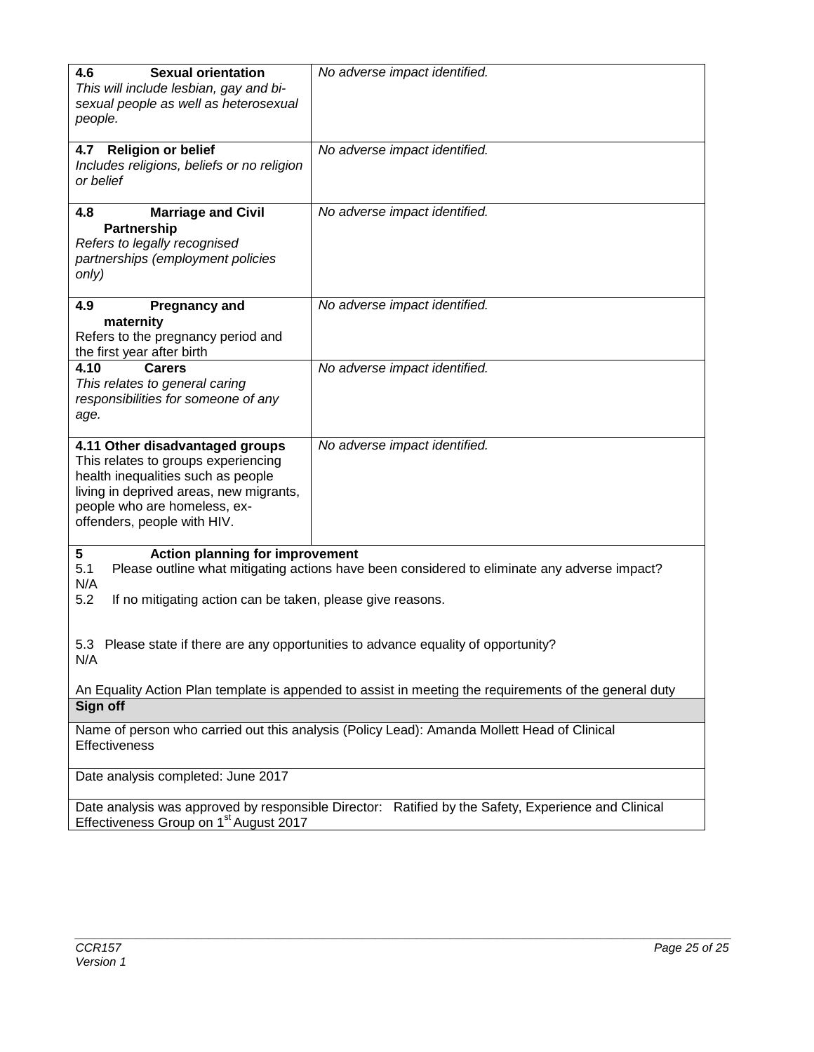| | |
|---|---|
| **4.6 Sexual orientation**<br>*This will include lesbian, gay and bi-sexual people as well as heterosexual people.* | *No adverse impact identified.* |
| **4.7 Religion or belief**<br>*Includes religions, beliefs or no religion or belief* | *No adverse impact identified.* |
| **4.8 Marriage and Civil Partnership**<br>*Refers to legally recognised partnerships (employment policies only)* | *No adverse impact identified.* |
| **4.9 Pregnancy and maternity**<br>Refers to the pregnancy period and the first year after birth | *No adverse impact identified.* |
| **4.10 Carers**<br>*This relates to general caring responsibilities for someone of any age.* | *No adverse impact identified.* |
| **4.11 Other disadvantaged groups**<br>This relates to groups experiencing health inequalities such as people living in deprived areas, new migrants, people who are homeless, ex-offenders, people with HIV. | *No adverse impact identified.* |

**5 Action planning for improvement**

5.1 Please outline what mitigating actions have been considered to eliminate any adverse impact?

N/A

5.2 If no mitigating action can be taken, please give reasons.

5.3 Please state if there are any opportunities to advance equality of opportunity?

N/A

An Equality Action Plan template is appended to assist in meeting the requirements of the general duty

**Sign off**

Name of person who carried out this analysis (Policy Lead): Amanda Mollett Head of Clinical Effectiveness

Date analysis completed: June 2017

Date analysis was approved by responsible Director: Ratified by the Safety, Experience and Clinical Effectiveness Group on 1st August 2017